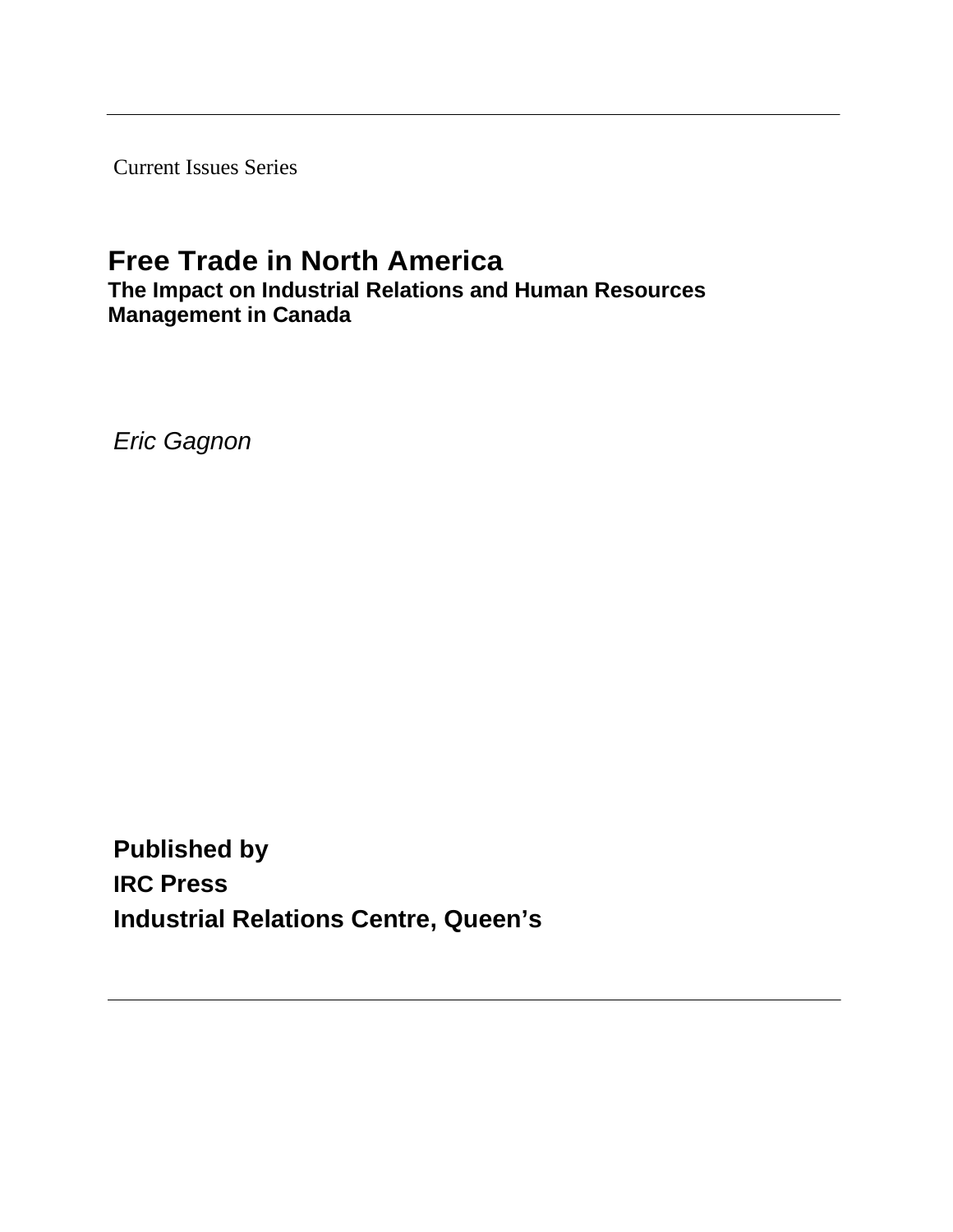Current Issues Series

# Free Trade in North America

## The Impact on Industrial Relations and Human Resources Management in Canada

*Eric Gagnon*

**Published by**

**IRC Press**

**Industrial Relations Centre, Queen's**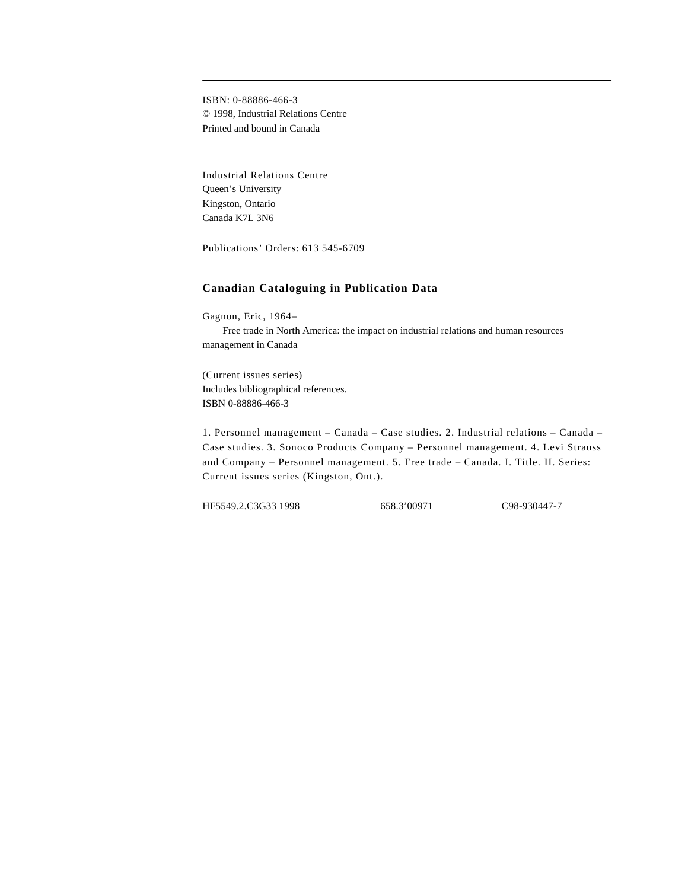ISBN: 0-88886-466-3
© 1998, Industrial Relations Centre
Printed and bound in Canada

Industrial Relations Centre
Queen's University
Kingston, Ontario
Canada K7L 3N6

Publications' Orders: 613 545-6709

## Canadian Cataloguing in Publication Data

Gagnon, Eric, 1964–
Free trade in North America: the impact on industrial relations and human resources management in Canada

(Current issues series)
Includes bibliographical references.
ISBN 0-88886-466-3

1. Personnel management – Canada – Case studies. 2. Industrial relations – Canada – Case studies. 3. Sonoco Products Company – Personnel management. 4. Levi Strauss and Company – Personnel management. 5. Free trade – Canada. I. Title. II. Series: Current issues series (Kingston, Ont.).

HF5549.2.C3G33 1998 658.3'00971 C98-930447-7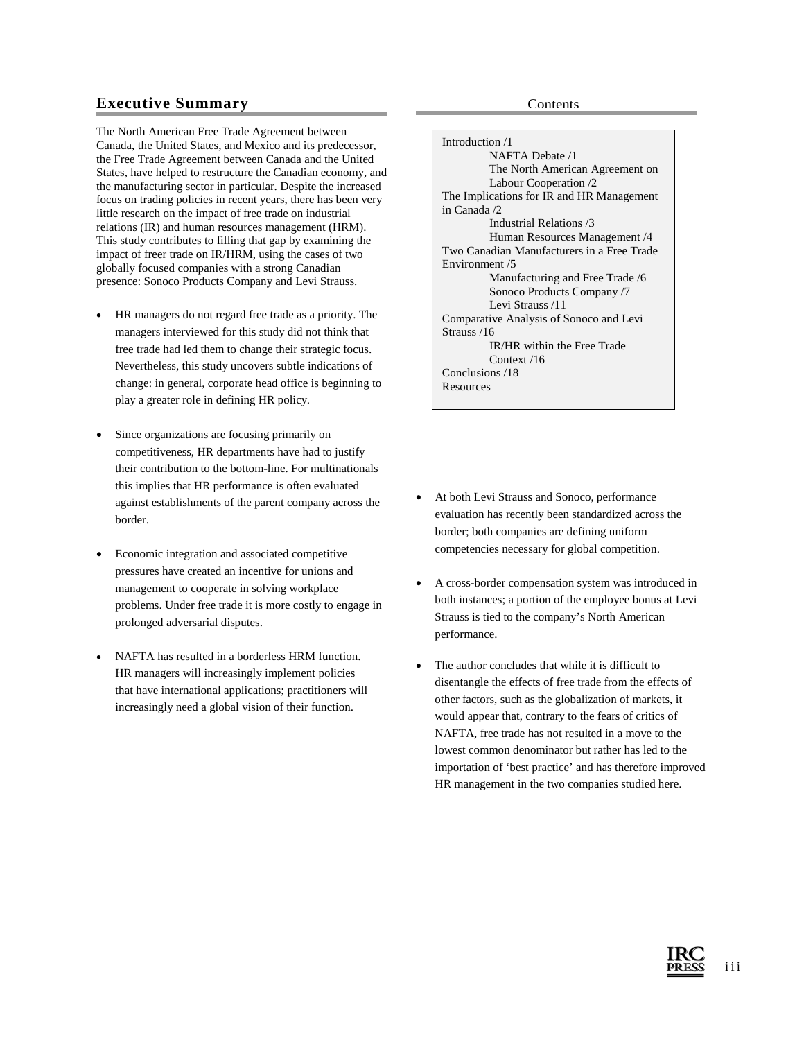## Executive Summary

The North American Free Trade Agreement between Canada, the United States, and Mexico and its predecessor, the Free Trade Agreement between Canada and the United States, have helped to restructure the Canadian economy, and the manufacturing sector in particular. Despite the increased focus on trading policies in recent years, there has been very little research on the impact of free trade on industrial relations (IR) and human resources management (HRM). This study contributes to filling that gap by examining the impact of freer trade on IR/HRM, using the cases of two globally focused companies with a strong Canadian presence: Sonoco Products Company and Levi Strauss.

- HR managers do not regard free trade as a priority. The managers interviewed for this study did not think that free trade had led them to change their strategic focus. Nevertheless, this study uncovers subtle indications of change: in general, corporate head office is beginning to play a greater role in defining HR policy.
- Since organizations are focusing primarily on competitiveness, HR departments have had to justify their contribution to the bottom-line. For multinationals this implies that HR performance is often evaluated against establishments of the parent company across the border.
- Economic integration and associated competitive pressures have created an incentive for unions and management to cooperate in solving workplace problems. Under free trade it is more costly to engage in prolonged adversarial disputes.
- NAFTA has resulted in a borderless HRM function. HR managers will increasingly implement policies that have international applications; practitioners will increasingly need a global vision of their function.
- At both Levi Strauss and Sonoco, performance evaluation has recently been standardized across the border; both companies are defining uniform competencies necessary for global competition.
- A cross-border compensation system was introduced in both instances; a portion of the employee bonus at Levi Strauss is tied to the company's North American performance.
- The author concludes that while it is difficult to disentangle the effects of free trade from the effects of other factors, such as the globalization of markets, it would appear that, contrary to the fears of critics of NAFTA, free trade has not resulted in a move to the lowest common denominator but rather has led to the importation of 'best practice' and has therefore improved HR management in the two companies studied here.

## Contents

Introduction /1
- NAFTA Debate /1
- The North American Agreement on Labour Cooperation /2

The Implications for IR and HR Management in Canada /2
- Industrial Relations /3
- Human Resources Management /4

Two Canadian Manufacturers in a Free Trade Environment /5
- Manufacturing and Free Trade /6
- Sonoco Products Company /7
- Levi Strauss /11

Comparative Analysis of Sonoco and Levi Strauss /16
- IR/HR within the Free Trade Context /16

Conclusions /18

Resources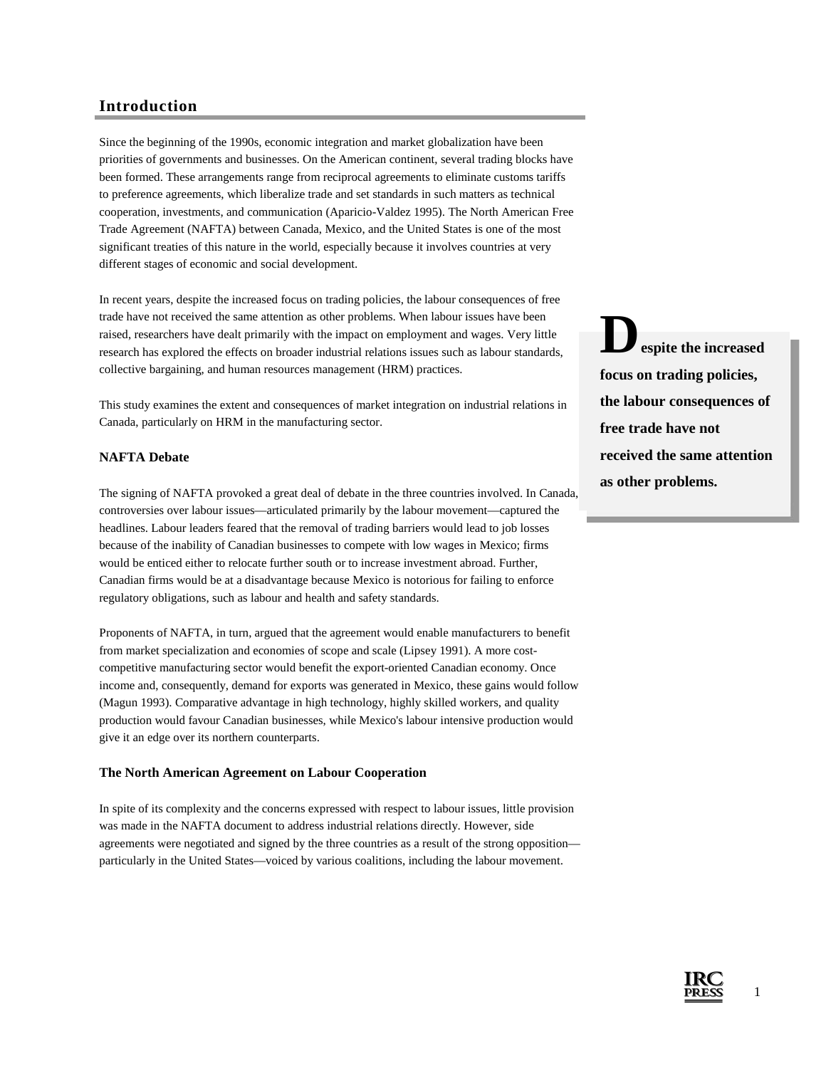## Introduction

Since the beginning of the 1990s, economic integration and market globalization have been priorities of governments and businesses. On the American continent, several trading blocks have been formed. These arrangements range from reciprocal agreements to eliminate customs tariffs to preference agreements, which liberalize trade and set standards in such matters as technical cooperation, investments, and communication (Aparicio-Valdez 1995). The North American Free Trade Agreement (NAFTA) between Canada, Mexico, and the United States is one of the most significant treaties of this nature in the world, especially because it involves countries at very different stages of economic and social development.

In recent years, despite the increased focus on trading policies, the labour consequences of free trade have not received the same attention as other problems. When labour issues have been raised, researchers have dealt primarily with the impact on employment and wages. Very little research has explored the effects on broader industrial relations issues such as labour standards, collective bargaining, and human resources management (HRM) practices.

> **Despite the increased focus on trading policies, the labour consequences of free trade have not received the same attention as other problems.**

This study examines the extent and consequences of market integration on industrial relations in Canada, particularly on HRM in the manufacturing sector.

### NAFTA Debate

The signing of NAFTA provoked a great deal of debate in the three countries involved. In Canada, controversies over labour issues—articulated primarily by the labour movement—captured the headlines. Labour leaders feared that the removal of trading barriers would lead to job losses because of the inability of Canadian businesses to compete with low wages in Mexico; firms would be enticed either to relocate further south or to increase investment abroad. Further, Canadian firms would be at a disadvantage because Mexico is notorious for failing to enforce regulatory obligations, such as labour and health and safety standards.

Proponents of NAFTA, in turn, argued that the agreement would enable manufacturers to benefit from market specialization and economies of scope and scale (Lipsey 1991). A more cost-competitive manufacturing sector would benefit the export-oriented Canadian economy. Once income and, consequently, demand for exports was generated in Mexico, these gains would follow (Magun 1993). Comparative advantage in high technology, highly skilled workers, and quality production would favour Canadian businesses, while Mexico's labour intensive production would give it an edge over its northern counterparts.

### The North American Agreement on Labour Cooperation

In spite of its complexity and the concerns expressed with respect to labour issues, little provision was made in the NAFTA document to address industrial relations directly. However, side agreements were negotiated and signed by the three countries as a result of the strong opposition—particularly in the United States—voiced by various coalitions, including the labour movement.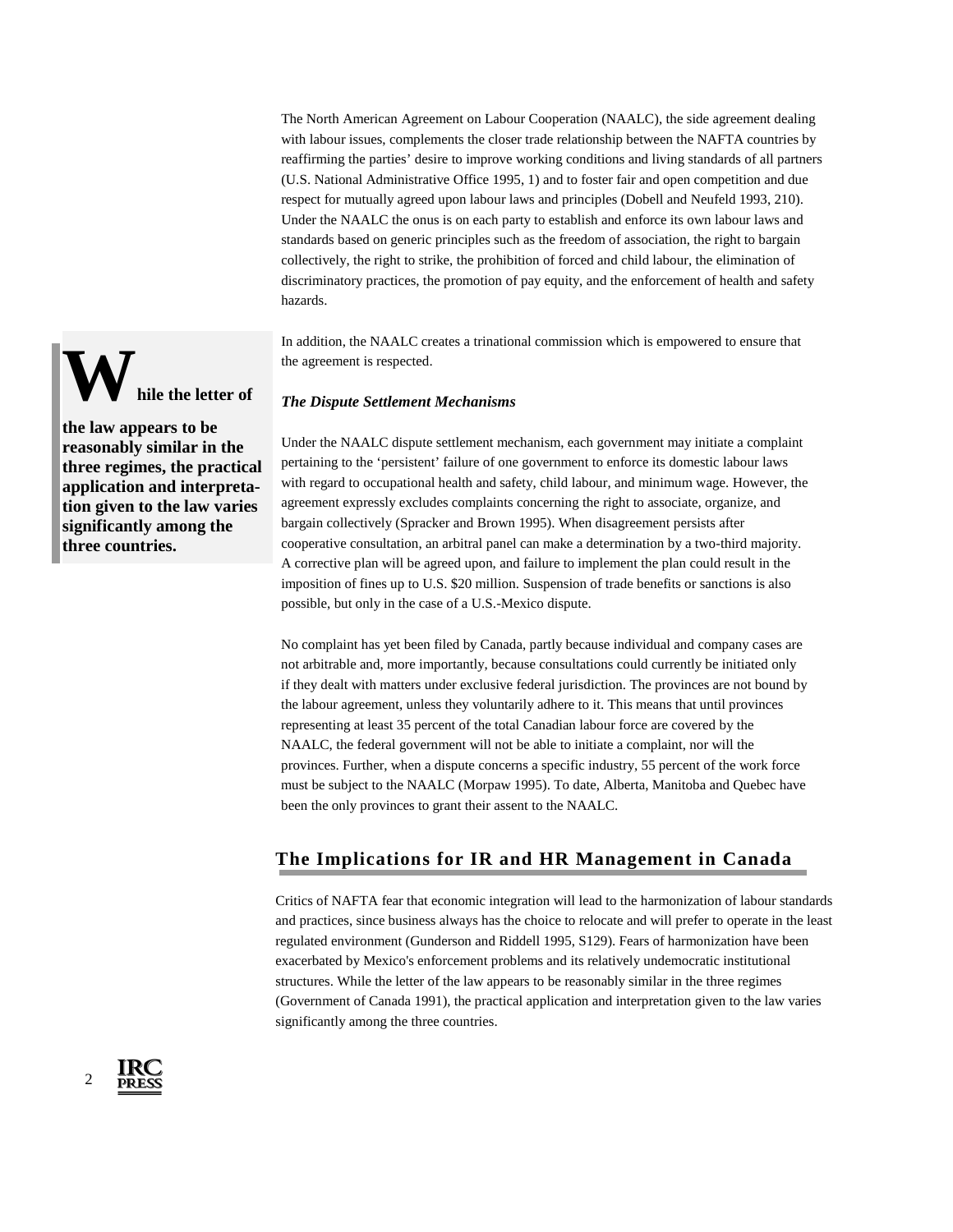The North American Agreement on Labour Cooperation (NAALC), the side agreement dealing with labour issues, complements the closer trade relationship between the NAFTA countries by reaffirming the parties' desire to improve working conditions and living standards of all partners (U.S. National Administrative Office 1995, 1) and to foster fair and open competition and due respect for mutually agreed upon labour laws and principles (Dobell and Neufeld 1993, 210). Under the NAALC the onus is on each party to establish and enforce its own labour laws and standards based on generic principles such as the freedom of association, the right to bargain collectively, the right to strike, the prohibition of forced and child labour, the elimination of discriminatory practices, the promotion of pay equity, and the enforcement of health and safety hazards.

In addition, the NAALC creates a trinational commission which is empowered to ensure that the agreement is respected.

> **While the letter of the law appears to be reasonably similar in the three regimes, the practical application and interpretation given to the law varies significantly among the three countries.**

### *The Dispute Settlement Mechanisms*

Under the NAALC dispute settlement mechanism, each government may initiate a complaint pertaining to the 'persistent' failure of one government to enforce its domestic labour laws with regard to occupational health and safety, child labour, and minimum wage. However, the agreement expressly excludes complaints concerning the right to associate, organize, and bargain collectively (Spracker and Brown 1995). When disagreement persists after cooperative consultation, an arbitral panel can make a determination by a two-third majority. A corrective plan will be agreed upon, and failure to implement the plan could result in the imposition of fines up to U.S. $20 million. Suspension of trade benefits or sanctions is also possible, but only in the case of a U.S.-Mexico dispute.

No complaint has yet been filed by Canada, partly because individual and company cases are not arbitrable and, more importantly, because consultations could currently be initiated only if they dealt with matters under exclusive federal jurisdiction. The provinces are not bound by the labour agreement, unless they voluntarily adhere to it. This means that until provinces representing at least 35 percent of the total Canadian labour force are covered by the NAALC, the federal government will not be able to initiate a complaint, nor will the provinces. Further, when a dispute concerns a specific industry, 55 percent of the work force must be subject to the NAALC (Morpaw 1995). To date, Alberta, Manitoba and Quebec have been the only provinces to grant their assent to the NAALC.

## The Implications for IR and HR Management in Canada

Critics of NAFTA fear that economic integration will lead to the harmonization of labour standards and practices, since business always has the choice to relocate and will prefer to operate in the least regulated environment (Gunderson and Riddell 1995, S129). Fears of harmonization have been exacerbated by Mexico's enforcement problems and its relatively undemocratic institutional structures. While the letter of the law appears to be reasonably similar in the three regimes (Government of Canada 1991), the practical application and interpretation given to the law varies significantly among the three countries.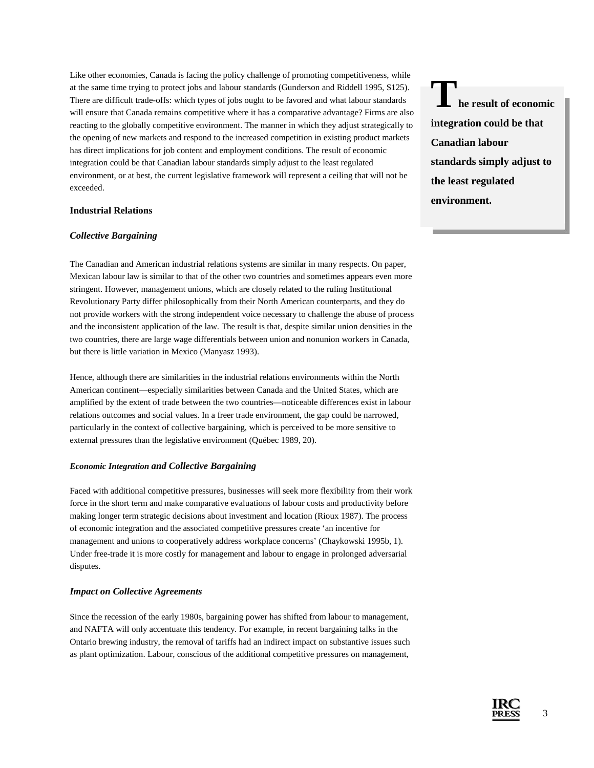Like other economies, Canada is facing the policy challenge of promoting competitiveness, while at the same time trying to protect jobs and labour standards (Gunderson and Riddell 1995, S125). There are difficult trade-offs: which types of jobs ought to be favored and what labour standards will ensure that Canada remains competitive where it has a comparative advantage? Firms are also reacting to the globally competitive environment. The manner in which they adjust strategically to the opening of new markets and respond to the increased competition in existing product markets has direct implications for job content and employment conditions. The result of economic integration could be that Canadian labour standards simply adjust to the least regulated environment, or at best, the current legislative framework will represent a ceiling that will not be exceeded.

> **The result of economic integration could be that Canadian labour standards simply adjust to the least regulated environment.**

### Industrial Relations

#### *Collective Bargaining*

The Canadian and American industrial relations systems are similar in many respects. On paper, Mexican labour law is similar to that of the other two countries and sometimes appears even more stringent. However, management unions, which are closely related to the ruling Institutional Revolutionary Party differ philosophically from their North American counterparts, and they do not provide workers with the strong independent voice necessary to challenge the abuse of process and the inconsistent application of the law. The result is that, despite similar union densities in the two countries, there are large wage differentials between union and nonunion workers in Canada, but there is little variation in Mexico (Manyasz 1993).

Hence, although there are similarities in the industrial relations environments within the North American continent—especially similarities between Canada and the United States, which are amplified by the extent of trade between the two countries—noticeable differences exist in labour relations outcomes and social values. In a freer trade environment, the gap could be narrowed, particularly in the context of collective bargaining, which is perceived to be more sensitive to external pressures than the legislative environment (Québec 1989, 20).

#### *Economic Integration and Collective Bargaining*

Faced with additional competitive pressures, businesses will seek more flexibility from their work force in the short term and make comparative evaluations of labour costs and productivity before making longer term strategic decisions about investment and location (Rioux 1987). The process of economic integration and the associated competitive pressures create 'an incentive for management and unions to cooperatively address workplace concerns' (Chaykowski 1995b, 1). Under free-trade it is more costly for management and labour to engage in prolonged adversarial disputes.

#### *Impact on Collective Agreements*

Since the recession of the early 1980s, bargaining power has shifted from labour to management, and NAFTA will only accentuate this tendency. For example, in recent bargaining talks in the Ontario brewing industry, the removal of tariffs had an indirect impact on substantive issues such as plant optimization. Labour, conscious of the additional competitive pressures on management,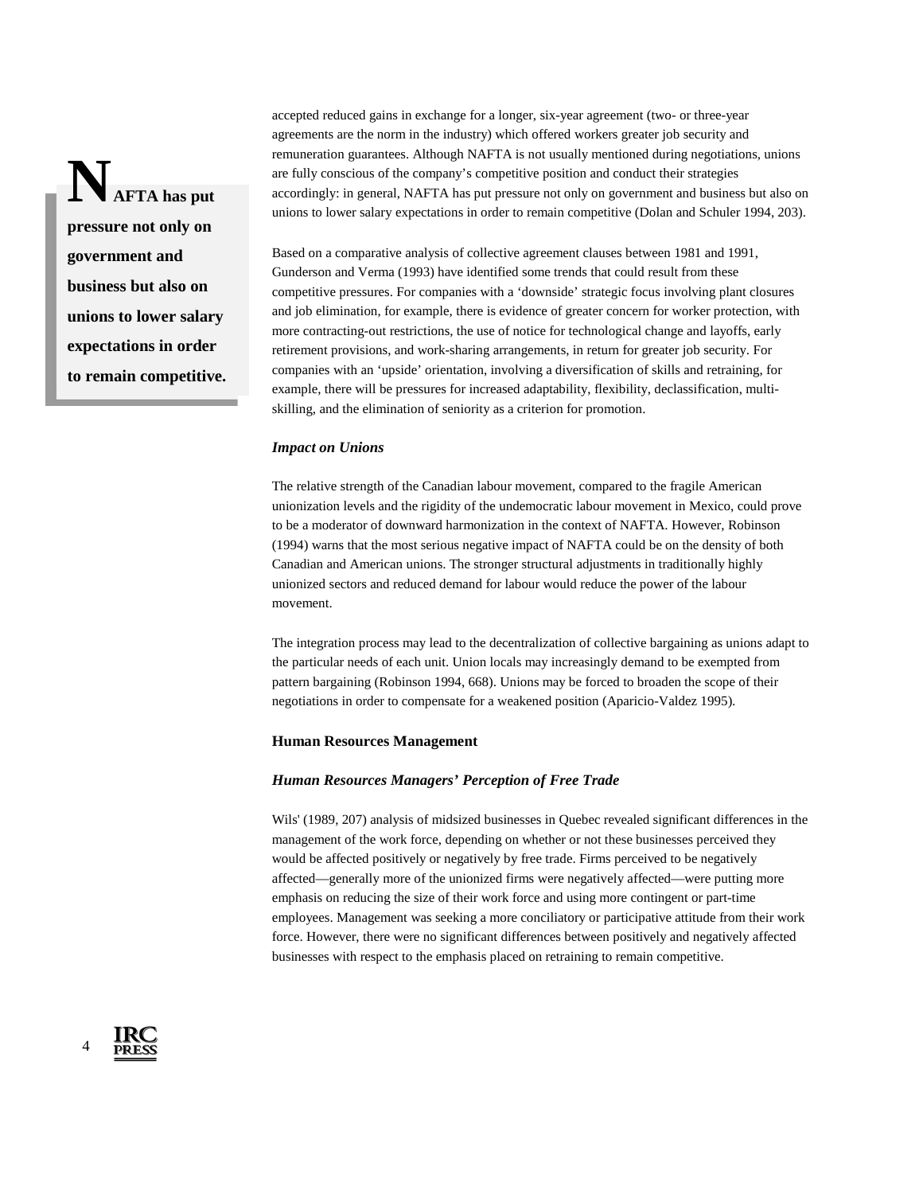accepted reduced gains in exchange for a longer, six-year agreement (two- or three-year agreements are the norm in the industry) which offered workers greater job security and remuneration guarantees. Although NAFTA is not usually mentioned during negotiations, unions are fully conscious of the company's competitive position and conduct their strategies accordingly: in general, NAFTA has put pressure not only on government and business but also on unions to lower salary expectations in order to remain competitive (Dolan and Schuler 1994, 203).

> **NAFTA has put pressure not only on government and business but also on unions to lower salary expectations in order to remain competitive.**

Based on a comparative analysis of collective agreement clauses between 1981 and 1991, Gunderson and Verma (1993) have identified some trends that could result from these competitive pressures. For companies with a 'downside' strategic focus involving plant closures and job elimination, for example, there is evidence of greater concern for worker protection, with more contracting-out restrictions, the use of notice for technological change and layoffs, early retirement provisions, and work-sharing arrangements, in return for greater job security. For companies with an 'upside' orientation, involving a diversification of skills and retraining, for example, there will be pressures for increased adaptability, flexibility, declassification, multi-skilling, and the elimination of seniority as a criterion for promotion.

### *Impact on Unions*

The relative strength of the Canadian labour movement, compared to the fragile American unionization levels and the rigidity of the undemocratic labour movement in Mexico, could prove to be a moderator of downward harmonization in the context of NAFTA. However, Robinson (1994) warns that the most serious negative impact of NAFTA could be on the density of both Canadian and American unions. The stronger structural adjustments in traditionally highly unionized sectors and reduced demand for labour would reduce the power of the labour movement.

The integration process may lead to the decentralization of collective bargaining as unions adapt to the particular needs of each unit. Union locals may increasingly demand to be exempted from pattern bargaining (Robinson 1994, 668). Unions may be forced to broaden the scope of their negotiations in order to compensate for a weakened position (Aparicio-Valdez 1995).

## Human Resources Management

### *Human Resources Managers' Perception of Free Trade*

Wils' (1989, 207) analysis of midsized businesses in Quebec revealed significant differences in the management of the work force, depending on whether or not these businesses perceived they would be affected positively or negatively by free trade. Firms perceived to be negatively affected—generally more of the unionized firms were negatively affected—were putting more emphasis on reducing the size of their work force and using more contingent or part-time employees. Management was seeking a more conciliatory or participative attitude from their work force. However, there were no significant differences between positively and negatively affected businesses with respect to the emphasis placed on retraining to remain competitive.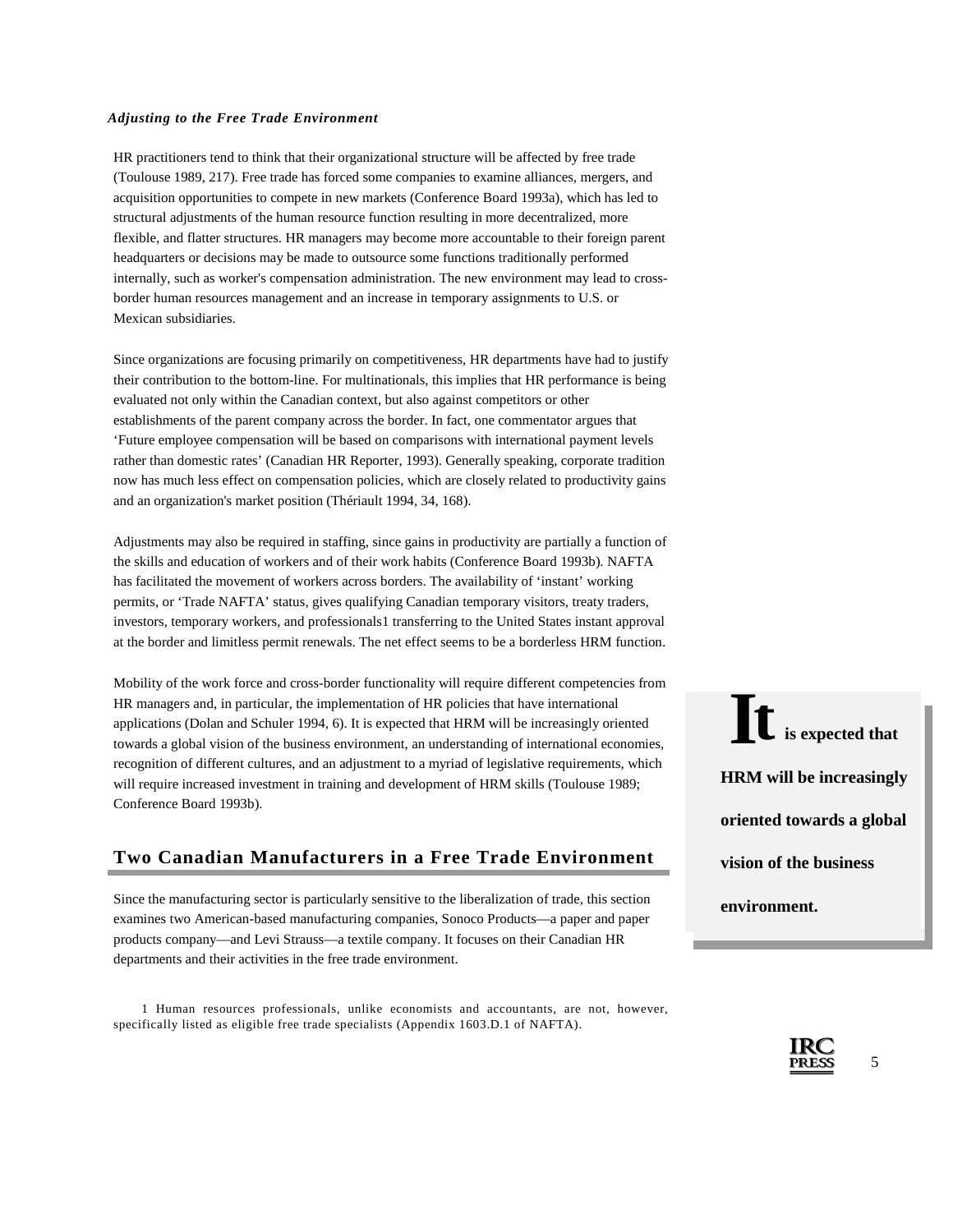### *Adjusting to the Free Trade Environment*

HR practitioners tend to think that their organizational structure will be affected by free trade (Toulouse 1989, 217). Free trade has forced some companies to examine alliances, mergers, and acquisition opportunities to compete in new markets (Conference Board 1993a), which has led to structural adjustments of the human resource function resulting in more decentralized, more flexible, and flatter structures. HR managers may become more accountable to their foreign parent headquarters or decisions may be made to outsource some functions traditionally performed internally, such as worker's compensation administration. The new environment may lead to cross-border human resources management and an increase in temporary assignments to U.S. or Mexican subsidiaries.

Since organizations are focusing primarily on competitiveness, HR departments have had to justify their contribution to the bottom-line. For multinationals, this implies that HR performance is being evaluated not only within the Canadian context, but also against competitors or other establishments of the parent company across the border. In fact, one commentator argues that 'Future employee compensation will be based on comparisons with international payment levels rather than domestic rates' (Canadian HR Reporter, 1993). Generally speaking, corporate tradition now has much less effect on compensation policies, which are closely related to productivity gains and an organization's market position (Thériault 1994, 34, 168).

Adjustments may also be required in staffing, since gains in productivity are partially a function of the skills and education of workers and of their work habits (Conference Board 1993b). NAFTA has facilitated the movement of workers across borders. The availability of 'instant' working permits, or 'Trade NAFTA' status, gives qualifying Canadian temporary visitors, treaty traders, investors, temporary workers, and professionals[1] transferring to the United States instant approval at the border and limitless permit renewals. The net effect seems to be a borderless HRM function.

Mobility of the work force and cross-border functionality will require different competencies from HR managers and, in particular, the implementation of HR policies that have international applications (Dolan and Schuler 1994, 6). It is expected that HRM will be increasingly oriented towards a global vision of the business environment, an understanding of international economies, recognition of different cultures, and an adjustment to a myriad of legislative requirements, which will require increased investment in training and development of HRM skills (Toulouse 1989; Conference Board 1993b).

> **It is expected that HRM will be increasingly oriented towards a global vision of the business environment.**

## Two Canadian Manufacturers in a Free Trade Environment

Since the manufacturing sector is particularly sensitive to the liberalization of trade, this section examines two American-based manufacturing companies, Sonoco Products—a paper and paper products company—and Levi Strauss—a textile company. It focuses on their Canadian HR departments and their activities in the free trade environment.

[1] Human resources professionals, unlike economists and accountants, are not, however, specifically listed as eligible free trade specialists (Appendix 1603.D.1 of NAFTA).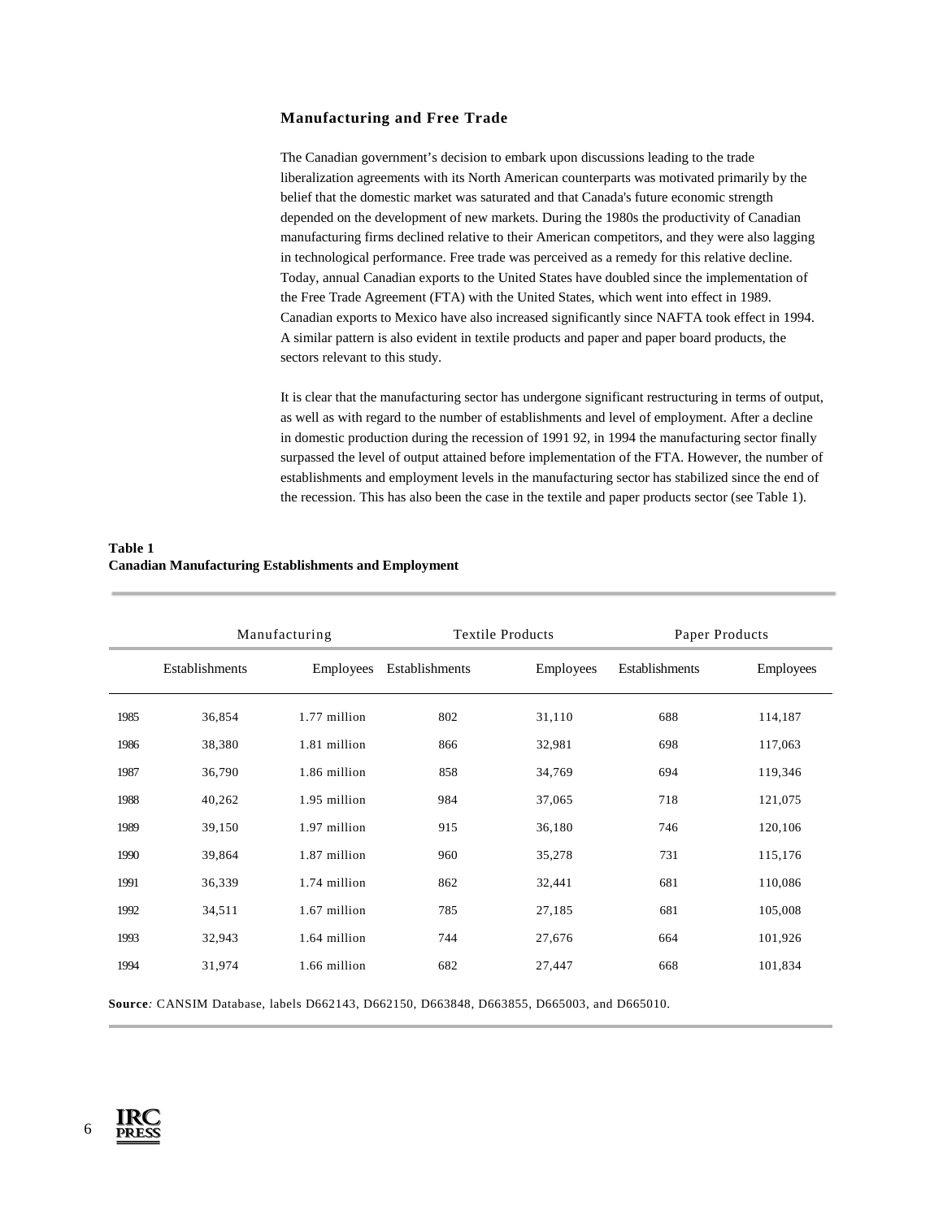### Manufacturing and Free Trade

The Canadian government's decision to embark upon discussions leading to the trade liberalization agreements with its North American counterparts was motivated primarily by the belief that the domestic market was saturated and that Canada's future economic strength depended on the development of new markets. During the 1980s the productivity of Canadian manufacturing firms declined relative to their American competitors, and they were also lagging in technological performance. Free trade was perceived as a remedy for this relative decline. Today, annual Canadian exports to the United States have doubled since the implementation of the Free Trade Agreement (FTA) with the United States, which went into effect in 1989. Canadian exports to Mexico have also increased significantly since NAFTA took effect in 1994. A similar pattern is also evident in textile products and paper and paper board products, the sectors relevant to this study.

It is clear that the manufacturing sector has undergone significant restructuring in terms of output, as well as with regard to the number of establishments and level of employment. After a decline in domestic production during the recession of 1991 92, in 1994 the manufacturing sector finally surpassed the level of output attained before implementation of the FTA. However, the number of establishments and employment levels in the manufacturing sector has stabilized since the end of the recession. This has also been the case in the textile and paper products sector (see Table 1).

**Table 1**
**Canadian Manufacturing Establishments and Employment**

| | Manufacturing | | Textile Products | | Paper Products | |
|---|---|---|---|---|---|---|
| | Establishments | Employees | Establishments | Employees | Establishments | Employees |
| 1985 | 36,854 | 1.77 million | 802 | 31,110 | 688 | 114,187 |
| 1986 | 38,380 | 1.81 million | 866 | 32,981 | 698 | 117,063 |
| 1987 | 36,790 | 1.86 million | 858 | 34,769 | 694 | 119,346 |
| 1988 | 40,262 | 1.95 million | 984 | 37,065 | 718 | 121,075 |
| 1989 | 39,150 | 1.97 million | 915 | 36,180 | 746 | 120,106 |
| 1990 | 39,864 | 1.87 million | 960 | 35,278 | 731 | 115,176 |
| 1991 | 36,339 | 1.74 million | 862 | 32,441 | 681 | 110,086 |
| 1992 | 34,511 | 1.67 million | 785 | 27,185 | 681 | 105,008 |
| 1993 | 32,943 | 1.64 million | 744 | 27,676 | 664 | 101,926 |
| 1994 | 31,974 | 1.66 million | 682 | 27,447 | 668 | 101,834 |

**Source***:* CANSIM Database, labels D662143, D662150, D663848, D663855, D665003, and D665010.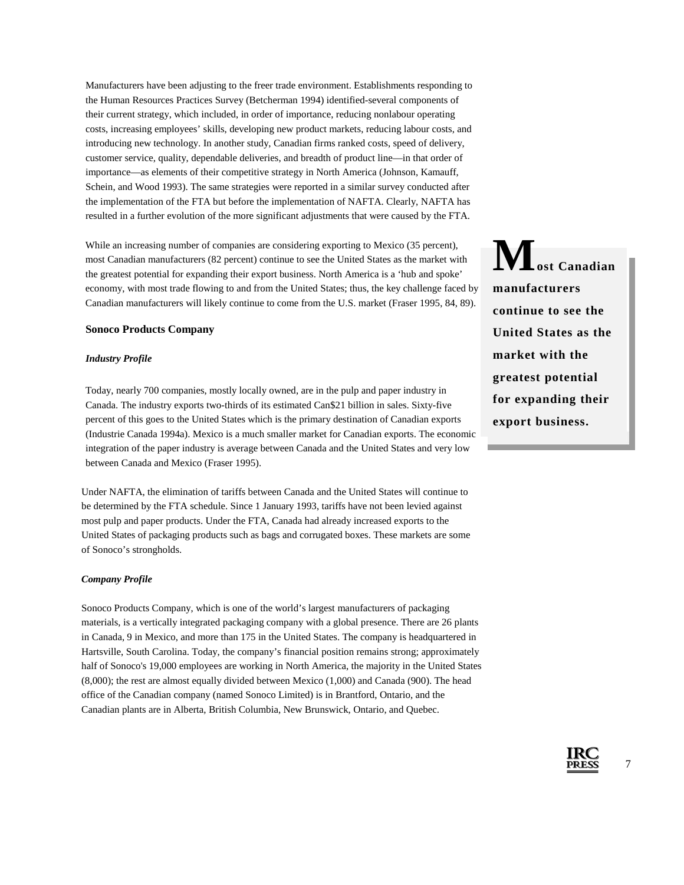Manufacturers have been adjusting to the freer trade environment. Establishments responding to the Human Resources Practices Survey (Betcherman 1994) identified-several components of their current strategy, which included, in order of importance, reducing nonlabour operating costs, increasing employees' skills, developing new product markets, reducing labour costs, and introducing new technology. In another study, Canadian firms ranked costs, speed of delivery, customer service, quality, dependable deliveries, and breadth of product line—in that order of importance—as elements of their competitive strategy in North America (Johnson, Kamauff, Schein, and Wood 1993). The same strategies were reported in a similar survey conducted after the implementation of the FTA but before the implementation of NAFTA. Clearly, NAFTA has resulted in a further evolution of the more significant adjustments that were caused by the FTA.

While an increasing number of companies are considering exporting to Mexico (35 percent), most Canadian manufacturers (82 percent) continue to see the United States as the market with the greatest potential for expanding their export business. North America is a 'hub and spoke' economy, with most trade flowing to and from the United States; thus, the key challenge faced by Canadian manufacturers will likely continue to come from the U.S. market (Fraser 1995, 84, 89).

**Most Canadian manufacturers continue to see the United States as the market with the greatest potential for expanding their export business.**

### Sonoco Products Company

#### *Industry Profile*

Today, nearly 700 companies, mostly locally owned, are in the pulp and paper industry in Canada. The industry exports two-thirds of its estimated Can$21 billion in sales. Sixty-five percent of this goes to the United States which is the primary destination of Canadian exports (Industrie Canada 1994a). Mexico is a much smaller market for Canadian exports. The economic integration of the paper industry is average between Canada and the United States and very low between Canada and Mexico (Fraser 1995).

Under NAFTA, the elimination of tariffs between Canada and the United States will continue to be determined by the FTA schedule. Since 1 January 1993, tariffs have not been levied against most pulp and paper products. Under the FTA, Canada had already increased exports to the United States of packaging products such as bags and corrugated boxes. These markets are some of Sonoco's strongholds.

#### *Company Profile*

Sonoco Products Company, which is one of the world's largest manufacturers of packaging materials, is a vertically integrated packaging company with a global presence. There are 26 plants in Canada, 9 in Mexico, and more than 175 in the United States. The company is headquartered in Hartsville, South Carolina. Today, the company's financial position remains strong; approximately half of Sonoco's 19,000 employees are working in North America, the majority in the United States (8,000); the rest are almost equally divided between Mexico (1,000) and Canada (900). The head office of the Canadian company (named Sonoco Limited) is in Brantford, Ontario, and the Canadian plants are in Alberta, British Columbia, New Brunswick, Ontario, and Quebec.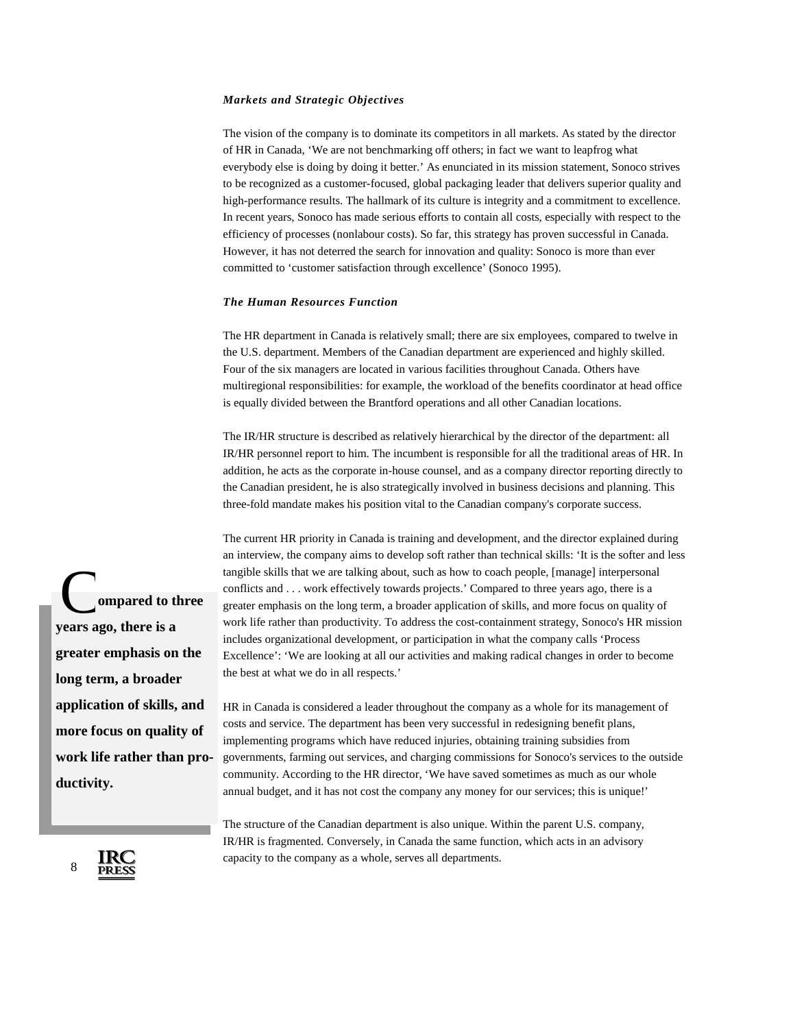### *Markets and Strategic Objectives*

The vision of the company is to dominate its competitors in all markets. As stated by the director of HR in Canada, 'We are not benchmarking off others; in fact we want to leapfrog what everybody else is doing by doing it better.' As enunciated in its mission statement, Sonoco strives to be recognized as a customer-focused, global packaging leader that delivers superior quality and high-performance results. The hallmark of its culture is integrity and a commitment to excellence. In recent years, Sonoco has made serious efforts to contain all costs, especially with respect to the efficiency of processes (nonlabour costs). So far, this strategy has proven successful in Canada. However, it has not deterred the search for innovation and quality: Sonoco is more than ever committed to 'customer satisfaction through excellence' (Sonoco 1995).

### *The Human Resources Function*

The HR department in Canada is relatively small; there are six employees, compared to twelve in the U.S. department. Members of the Canadian department are experienced and highly skilled. Four of the six managers are located in various facilities throughout Canada. Others have multiregional responsibilities: for example, the workload of the benefits coordinator at head office is equally divided between the Brantford operations and all other Canadian locations.

The IR/HR structure is described as relatively hierarchical by the director of the department: all IR/HR personnel report to him. The incumbent is responsible for all the traditional areas of HR. In addition, he acts as the corporate in-house counsel, and as a company director reporting directly to the Canadian president, he is also strategically involved in business decisions and planning. This three-fold mandate makes his position vital to the Canadian company's corporate success.

The current HR priority in Canada is training and development, and the director explained during an interview, the company aims to develop soft rather than technical skills: 'It is the softer and less tangible skills that we are talking about, such as how to coach people, [manage] interpersonal conflicts and . . . work effectively towards projects.' Compared to three years ago, there is a greater emphasis on the long term, a broader application of skills, and more focus on quality of work life rather than productivity. To address the cost-containment strategy, Sonoco's HR mission includes organizational development, or participation in what the company calls 'Process Excellence': 'We are looking at all our activities and making radical changes in order to become the best at what we do in all respects.'

**Compared to three years ago, there is a greater emphasis on the long term, a broader application of skills, and more focus on quality of work life rather than productivity.**

HR in Canada is considered a leader throughout the company as a whole for its management of costs and service. The department has been very successful in redesigning benefit plans, implementing programs which have reduced injuries, obtaining training subsidies from governments, farming out services, and charging commissions for Sonoco's services to the outside community. According to the HR director, 'We have saved sometimes as much as our whole annual budget, and it has not cost the company any money for our services; this is unique!'

The structure of the Canadian department is also unique. Within the parent U.S. company, IR/HR is fragmented. Conversely, in Canada the same function, which acts in an advisory capacity to the company as a whole, serves all departments.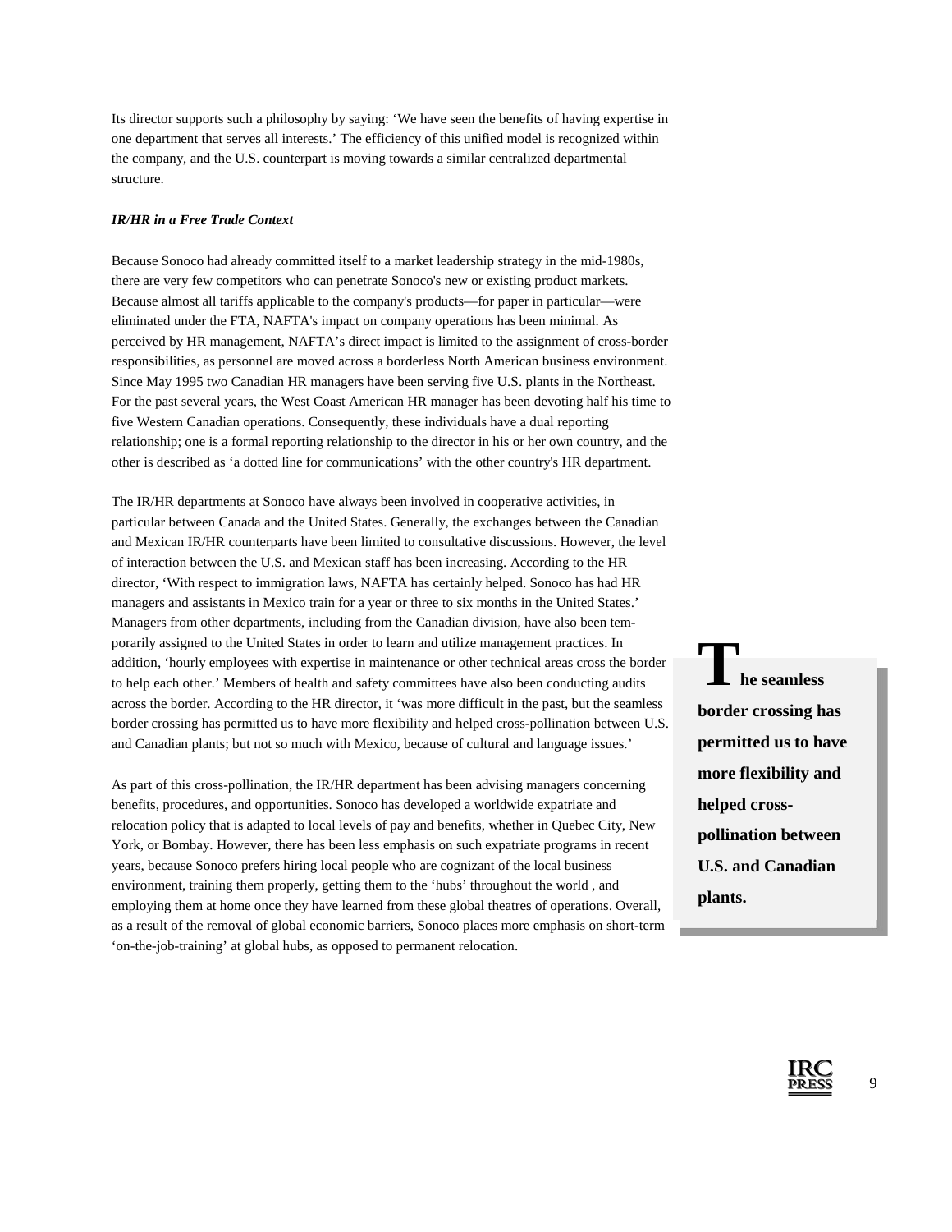Its director supports such a philosophy by saying: 'We have seen the benefits of having expertise in one department that serves all interests.' The efficiency of this unified model is recognized within the company, and the U.S. counterpart is moving towards a similar centralized departmental structure.

***IR/HR in a Free Trade Context***

Because Sonoco had already committed itself to a market leadership strategy in the mid-1980s, there are very few competitors who can penetrate Sonoco's new or existing product markets. Because almost all tariffs applicable to the company's products—for paper in particular—were eliminated under the FTA, NAFTA's impact on company operations has been minimal. As perceived by HR management, NAFTA's direct impact is limited to the assignment of cross-border responsibilities, as personnel are moved across a borderless North American business environment. Since May 1995 two Canadian HR managers have been serving five U.S. plants in the Northeast. For the past several years, the West Coast American HR manager has been devoting half his time to five Western Canadian operations. Consequently, these individuals have a dual reporting relationship; one is a formal reporting relationship to the director in his or her own country, and the other is described as 'a dotted line for communications' with the other country's HR department.

The IR/HR departments at Sonoco have always been involved in cooperative activities, in particular between Canada and the United States. Generally, the exchanges between the Canadian and Mexican IR/HR counterparts have been limited to consultative discussions. However, the level of interaction between the U.S. and Mexican staff has been increasing. According to the HR director, 'With respect to immigration laws, NAFTA has certainly helped. Sonoco has had HR managers and assistants in Mexico train for a year or three to six months in the United States.' Managers from other departments, including from the Canadian division, have also been temporarily assigned to the United States in order to learn and utilize management practices. In addition, 'hourly employees with expertise in maintenance or other technical areas cross the border to help each other.' Members of health and safety committees have also been conducting audits across the border. According to the HR director, it 'was more difficult in the past, but the seamless border crossing has permitted us to have more flexibility and helped cross-pollination between U.S. and Canadian plants; but not so much with Mexico, because of cultural and language issues.'

> **The seamless border crossing has permitted us to have more flexibility and helped cross-pollination between U.S. and Canadian plants.**

As part of this cross-pollination, the IR/HR department has been advising managers concerning benefits, procedures, and opportunities. Sonoco has developed a worldwide expatriate and relocation policy that is adapted to local levels of pay and benefits, whether in Quebec City, New York, or Bombay. However, there has been less emphasis on such expatriate programs in recent years, because Sonoco prefers hiring local people who are cognizant of the local business environment, training them properly, getting them to the 'hubs' throughout the world , and employing them at home once they have learned from these global theatres of operations. Overall, as a result of the removal of global economic barriers, Sonoco places more emphasis on short-term 'on-the-job-training' at global hubs, as opposed to permanent relocation.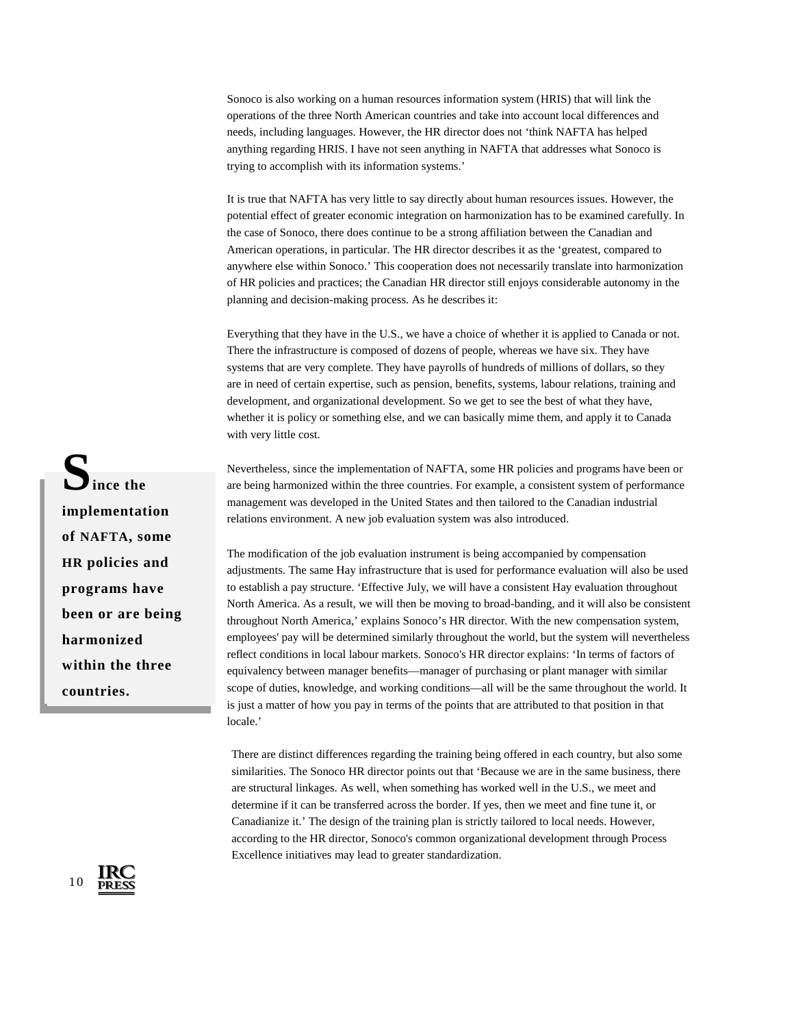Sonoco is also working on a human resources information system (HRIS) that will link the operations of the three North American countries and take into account local differences and needs, including languages. However, the HR director does not 'think NAFTA has helped anything regarding HRIS. I have not seen anything in NAFTA that addresses what Sonoco is trying to accomplish with its information systems.'

It is true that NAFTA has very little to say directly about human resources issues. However, the potential effect of greater economic integration on harmonization has to be examined carefully. In the case of Sonoco, there does continue to be a strong affiliation between the Canadian and American operations, in particular. The HR director describes it as the 'greatest, compared to anywhere else within Sonoco.' This cooperation does not necessarily translate into harmonization of HR policies and practices; the Canadian HR director still enjoys considerable autonomy in the planning and decision-making process. As he describes it:

> Everything that they have in the U.S., we have a choice of whether it is applied to Canada or not. There the infrastructure is composed of dozens of people, whereas we have six. They have systems that are very complete. They have payrolls of hundreds of millions of dollars, so they are in need of certain expertise, such as pension, benefits, systems, labour relations, training and development, and organizational development. So we get to see the best of what they have, whether it is policy or something else, and we can basically mime them, and apply it to Canada with very little cost.

**Since the implementation of NAFTA, some HR policies and programs have been or are being harmonized within the three countries.**

Nevertheless, since the implementation of NAFTA, some HR policies and programs have been or are being harmonized within the three countries. For example, a consistent system of performance management was developed in the United States and then tailored to the Canadian industrial relations environment. A new job evaluation system was also introduced.

The modification of the job evaluation instrument is being accompanied by compensation adjustments. The same Hay infrastructure that is used for performance evaluation will also be used to establish a pay structure. 'Effective July, we will have a consistent Hay evaluation throughout North America. As a result, we will then be moving to broad-banding, and it will also be consistent throughout North America,' explains Sonoco's HR director. With the new compensation system, employees' pay will be determined similarly throughout the world, but the system will nevertheless reflect conditions in local labour markets. Sonoco's HR director explains: 'In terms of factors of equivalency between manager benefits—manager of purchasing or plant manager with similar scope of duties, knowledge, and working conditions—all will be the same throughout the world. It is just a matter of how you pay in terms of the points that are attributed to that position in that locale.'

There are distinct differences regarding the training being offered in each country, but also some similarities. The Sonoco HR director points out that 'Because we are in the same business, there are structural linkages. As well, when something has worked well in the U.S., we meet and determine if it can be transferred across the border. If yes, then we meet and fine tune it, or Canadianize it.' The design of the training plan is strictly tailored to local needs. However, according to the HR director, Sonoco's common organizational development through Process Excellence initiatives may lead to greater standardization.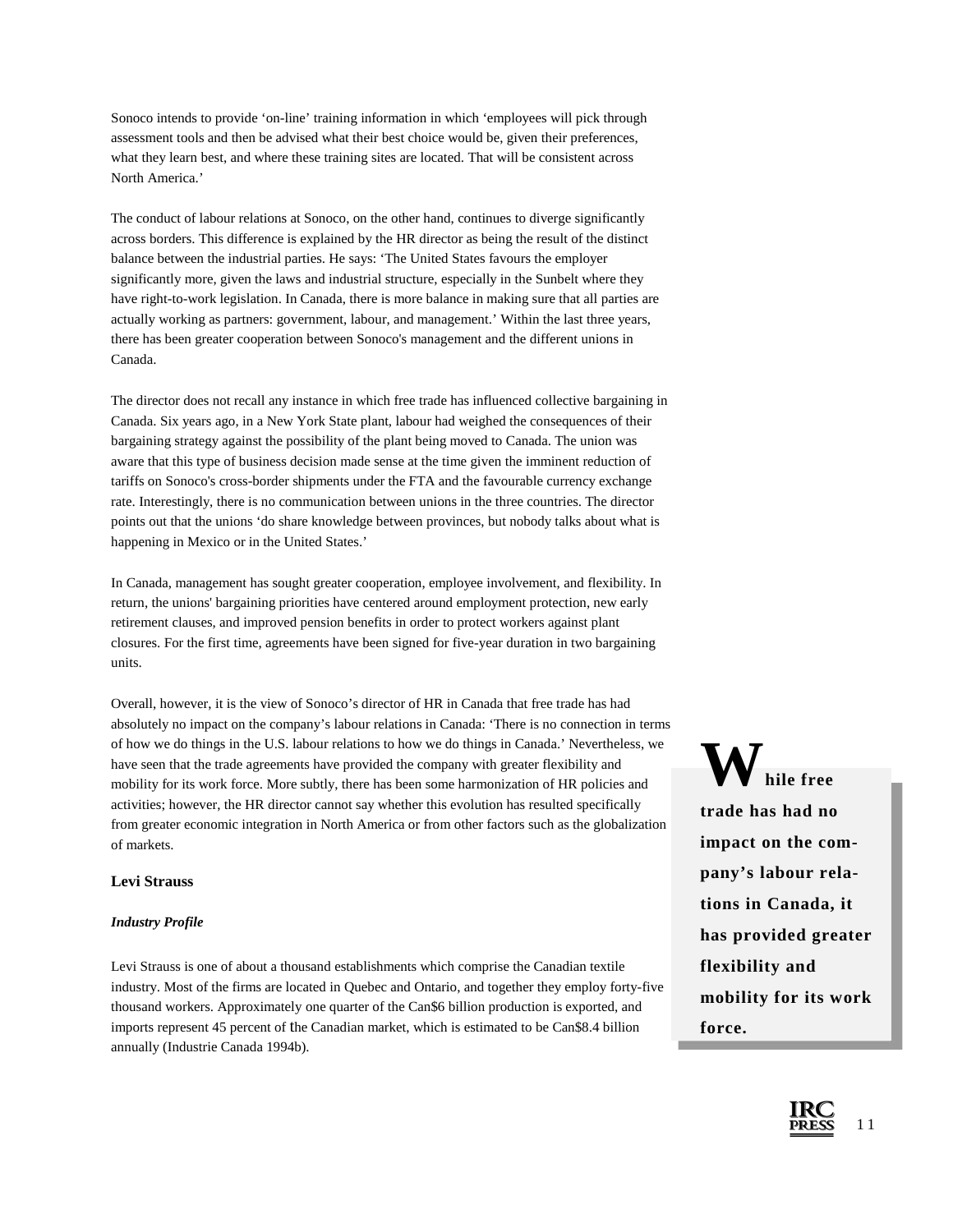Sonoco intends to provide 'on-line' training information in which 'employees will pick through assessment tools and then be advised what their best choice would be, given their preferences, what they learn best, and where these training sites are located. That will be consistent across North America.'

The conduct of labour relations at Sonoco, on the other hand, continues to diverge significantly across borders. This difference is explained by the HR director as being the result of the distinct balance between the industrial parties. He says: 'The United States favours the employer significantly more, given the laws and industrial structure, especially in the Sunbelt where they have right-to-work legislation. In Canada, there is more balance in making sure that all parties are actually working as partners: government, labour, and management.' Within the last three years, there has been greater cooperation between Sonoco's management and the different unions in Canada.

The director does not recall any instance in which free trade has influenced collective bargaining in Canada. Six years ago, in a New York State plant, labour had weighed the consequences of their bargaining strategy against the possibility of the plant being moved to Canada. The union was aware that this type of business decision made sense at the time given the imminent reduction of tariffs on Sonoco's cross-border shipments under the FTA and the favourable currency exchange rate. Interestingly, there is no communication between unions in the three countries. The director points out that the unions 'do share knowledge between provinces, but nobody talks about what is happening in Mexico or in the United States.'

In Canada, management has sought greater cooperation, employee involvement, and flexibility. In return, the unions' bargaining priorities have centered around employment protection, new early retirement clauses, and improved pension benefits in order to protect workers against plant closures. For the first time, agreements have been signed for five-year duration in two bargaining units.

Overall, however, it is the view of Sonoco's director of HR in Canada that free trade has had absolutely no impact on the company's labour relations in Canada: 'There is no connection in terms of how we do things in the U.S. labour relations to how we do things in Canada.' Nevertheless, we have seen that the trade agreements have provided the company with greater flexibility and mobility for its work force. More subtly, there has been some harmonization of HR policies and activities; however, the HR director cannot say whether this evolution has resulted specifically from greater economic integration in North America or from other factors such as the globalization of markets.

> **While free trade has had no impact on the company's labour relations in Canada, it has provided greater flexibility and mobility for its work force.**

### Levi Strauss

#### *Industry Profile*

Levi Strauss is one of about a thousand establishments which comprise the Canadian textile industry. Most of the firms are located in Quebec and Ontario, and together they employ forty-five thousand workers. Approximately one quarter of the Can$6 billion production is exported, and imports represent 45 percent of the Canadian market, which is estimated to be Can$8.4 billion annually (Industrie Canada 1994b).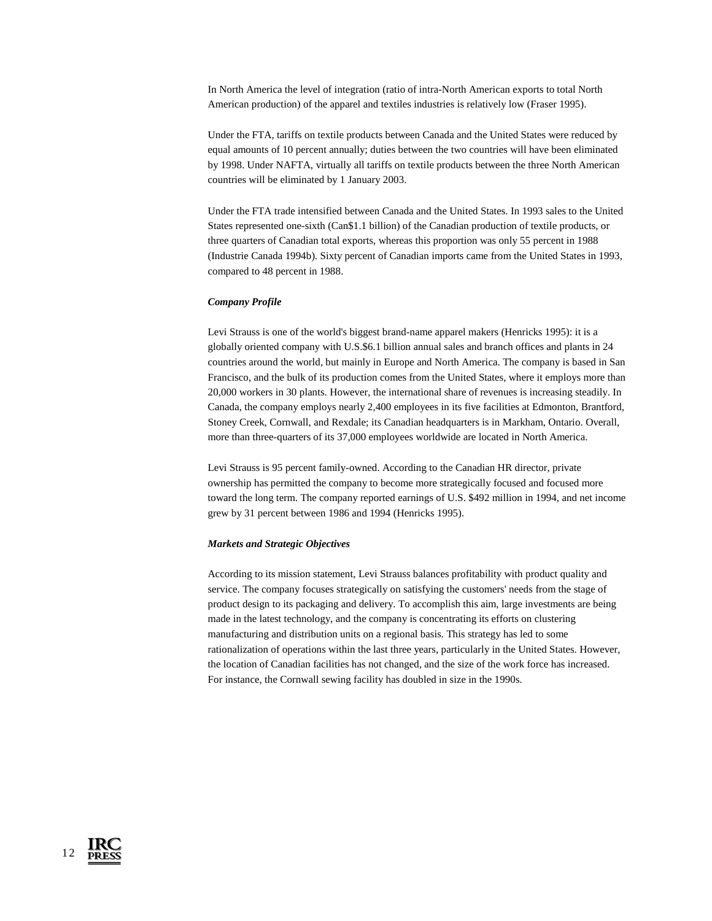In North America the level of integration (ratio of intra-North American exports to total North American production) of the apparel and textiles industries is relatively low (Fraser 1995).

Under the FTA, tariffs on textile products between Canada and the United States were reduced by equal amounts of 10 percent annually; duties between the two countries will have been eliminated by 1998. Under NAFTA, virtually all tariffs on textile products between the three North American countries will be eliminated by 1 January 2003.

Under the FTA trade intensified between Canada and the United States. In 1993 sales to the United States represented one-sixth (Can$1.1 billion) of the Canadian production of textile products, or three quarters of Canadian total exports, whereas this proportion was only 55 percent in 1988 (Industrie Canada 1994b). Sixty percent of Canadian imports came from the United States in 1993, compared to 48 percent in 1988.

***Company Profile***

Levi Strauss is one of the world's biggest brand-name apparel makers (Henricks 1995): it is a globally oriented company with U.S.$6.1 billion annual sales and branch offices and plants in 24 countries around the world, but mainly in Europe and North America. The company is based in San Francisco, and the bulk of its production comes from the United States, where it employs more than 20,000 workers in 30 plants. However, the international share of revenues is increasing steadily. In Canada, the company employs nearly 2,400 employees in its five facilities at Edmonton, Brantford, Stoney Creek, Cornwall, and Rexdale; its Canadian headquarters is in Markham, Ontario. Overall, more than three-quarters of its 37,000 employees worldwide are located in North America.

Levi Strauss is 95 percent family-owned. According to the Canadian HR director, private ownership has permitted the company to become more strategically focused and focused more toward the long term. The company reported earnings of U.S. $492 million in 1994, and net income grew by 31 percent between 1986 and 1994 (Henricks 1995).

***Markets and Strategic Objectives***

According to its mission statement, Levi Strauss balances profitability with product quality and service. The company focuses strategically on satisfying the customers' needs from the stage of product design to its packaging and delivery. To accomplish this aim, large investments are being made in the latest technology, and the company is concentrating its efforts on clustering manufacturing and distribution units on a regional basis. This strategy has led to some rationalization of operations within the last three years, particularly in the United States. However, the location of Canadian facilities has not changed, and the size of the work force has increased. For instance, the Cornwall sewing facility has doubled in size in the 1990s.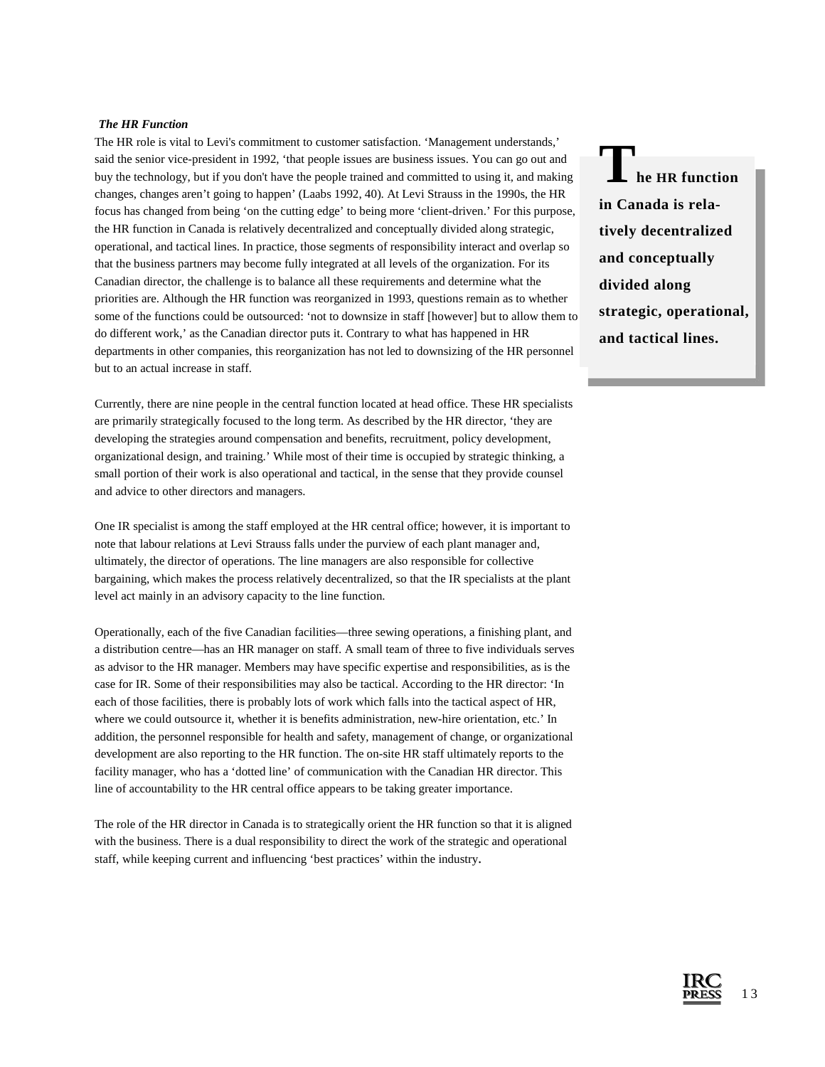*The HR Function*

The HR role is vital to Levi's commitment to customer satisfaction. 'Management understands,' said the senior vice-president in 1992, 'that people issues are business issues. You can go out and buy the technology, but if you don't have the people trained and committed to using it, and making changes, changes aren't going to happen' (Laabs 1992, 40). At Levi Strauss in the 1990s, the HR focus has changed from being 'on the cutting edge' to being more 'client-driven.' For this purpose, the HR function in Canada is relatively decentralized and conceptually divided along strategic, operational, and tactical lines. In practice, those segments of responsibility interact and overlap so that the business partners may become fully integrated at all levels of the organization. For its Canadian director, the challenge is to balance all these requirements and determine what the priorities are. Although the HR function was reorganized in 1993, questions remain as to whether some of the functions could be outsourced: 'not to downsize in staff [however] but to allow them to do different work,' as the Canadian director puts it. Contrary to what has happened in HR departments in other companies, this reorganization has not led to downsizing of the HR personnel but to an actual increase in staff.

> **The HR function in Canada is relatively decentralized and conceptually divided along strategic, operational, and tactical lines.**

Currently, there are nine people in the central function located at head office. These HR specialists are primarily strategically focused to the long term. As described by the HR director, 'they are developing the strategies around compensation and benefits, recruitment, policy development, organizational design, and training.' While most of their time is occupied by strategic thinking, a small portion of their work is also operational and tactical, in the sense that they provide counsel and advice to other directors and managers.

One IR specialist is among the staff employed at the HR central office; however, it is important to note that labour relations at Levi Strauss falls under the purview of each plant manager and, ultimately, the director of operations. The line managers are also responsible for collective bargaining, which makes the process relatively decentralized, so that the IR specialists at the plant level act mainly in an advisory capacity to the line function.

Operationally, each of the five Canadian facilities—three sewing operations, a finishing plant, and a distribution centre—has an HR manager on staff. A small team of three to five individuals serves as advisor to the HR manager. Members may have specific expertise and responsibilities, as is the case for IR. Some of their responsibilities may also be tactical. According to the HR director: 'In each of those facilities, there is probably lots of work which falls into the tactical aspect of HR, where we could outsource it, whether it is benefits administration, new-hire orientation, etc.' In addition, the personnel responsible for health and safety, management of change, or organizational development are also reporting to the HR function. The on-site HR staff ultimately reports to the facility manager, who has a 'dotted line' of communication with the Canadian HR director. This line of accountability to the HR central office appears to be taking greater importance.

The role of the HR director in Canada is to strategically orient the HR function so that it is aligned with the business. There is a dual responsibility to direct the work of the strategic and operational staff, while keeping current and influencing 'best practices' within the industry.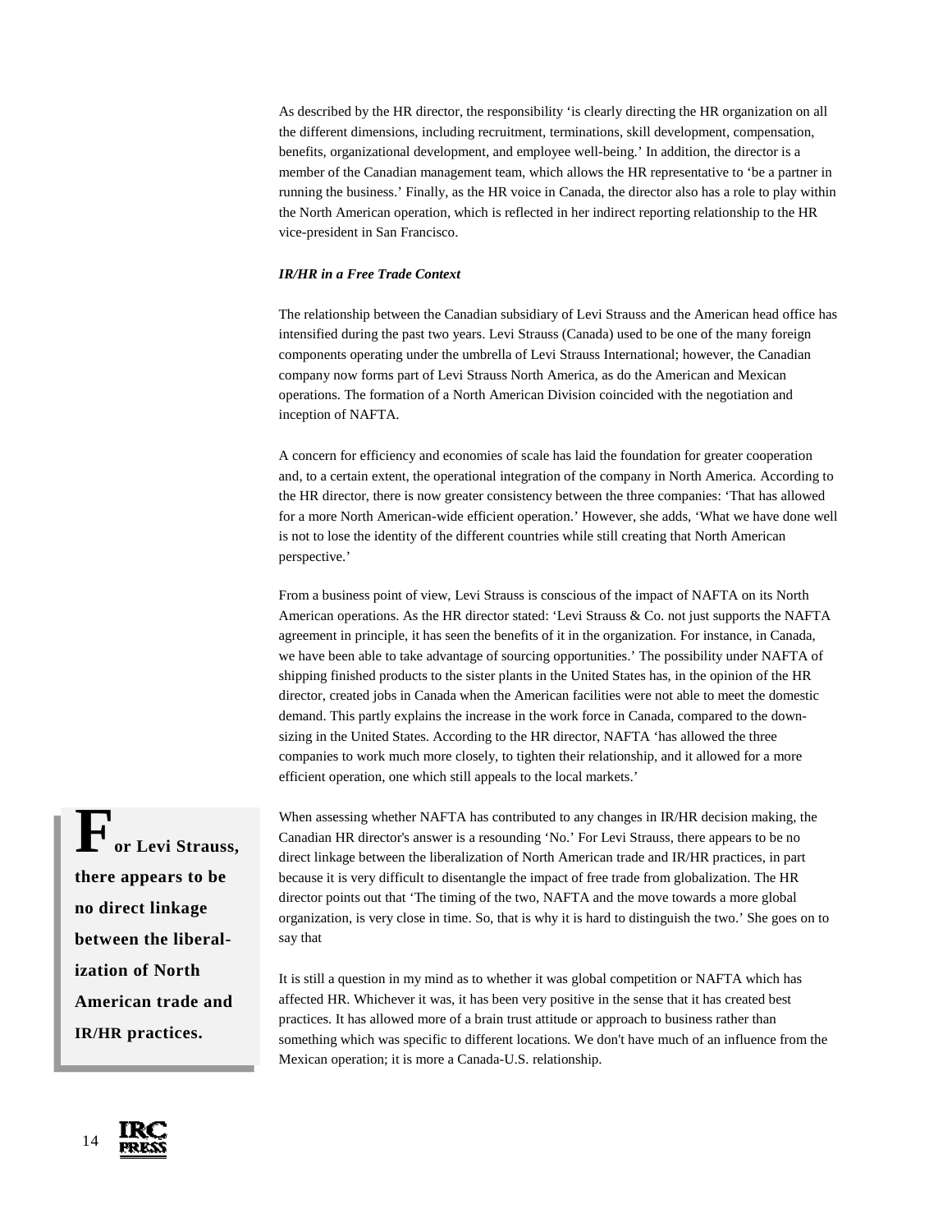As described by the HR director, the responsibility 'is clearly directing the HR organization on all the different dimensions, including recruitment, terminations, skill development, compensation, benefits, organizational development, and employee well-being.' In addition, the director is a member of the Canadian management team, which allows the HR representative to 'be a partner in running the business.' Finally, as the HR voice in Canada, the director also has a role to play within the North American operation, which is reflected in her indirect reporting relationship to the HR vice-president in San Francisco.

***IR/HR in a Free Trade Context***

The relationship between the Canadian subsidiary of Levi Strauss and the American head office has intensified during the past two years. Levi Strauss (Canada) used to be one of the many foreign components operating under the umbrella of Levi Strauss International; however, the Canadian company now forms part of Levi Strauss North America, as do the American and Mexican operations. The formation of a North American Division coincided with the negotiation and inception of NAFTA.

A concern for efficiency and economies of scale has laid the foundation for greater cooperation and, to a certain extent, the operational integration of the company in North America. According to the HR director, there is now greater consistency between the three companies: 'That has allowed for a more North American-wide efficient operation.' However, she adds, 'What we have done well is not to lose the identity of the different countries while still creating that North American perspective.'

From a business point of view, Levi Strauss is conscious of the impact of NAFTA on its North American operations. As the HR director stated: 'Levi Strauss & Co. not just supports the NAFTA agreement in principle, it has seen the benefits of it in the organization. For instance, in Canada, we have been able to take advantage of sourcing opportunities.' The possibility under NAFTA of shipping finished products to the sister plants in the United States has, in the opinion of the HR director, created jobs in Canada when the American facilities were not able to meet the domestic demand. This partly explains the increase in the work force in Canada, compared to the down-sizing in the United States. According to the HR director, NAFTA 'has allowed the three companies to work much more closely, to tighten their relationship, and it allowed for a more efficient operation, one which still appeals to the local markets.'

> **For Levi Strauss, there appears to be no direct linkage between the liberalization of North American trade and IR/HR practices.**

When assessing whether NAFTA has contributed to any changes in IR/HR decision making, the Canadian HR director's answer is a resounding 'No.' For Levi Strauss, there appears to be no direct linkage between the liberalization of North American trade and IR/HR practices, in part because it is very difficult to disentangle the impact of free trade from globalization. The HR director points out that 'The timing of the two, NAFTA and the move towards a more global organization, is very close in time. So, that is why it is hard to distinguish the two.' She goes on to say that

> It is still a question in my mind as to whether it was global competition or NAFTA which has affected HR. Whichever it was, it has been very positive in the sense that it has created best practices. It has allowed more of a brain trust attitude or approach to business rather than something which was specific to different locations. We don't have much of an influence from the Mexican operation; it is more a Canada-U.S. relationship.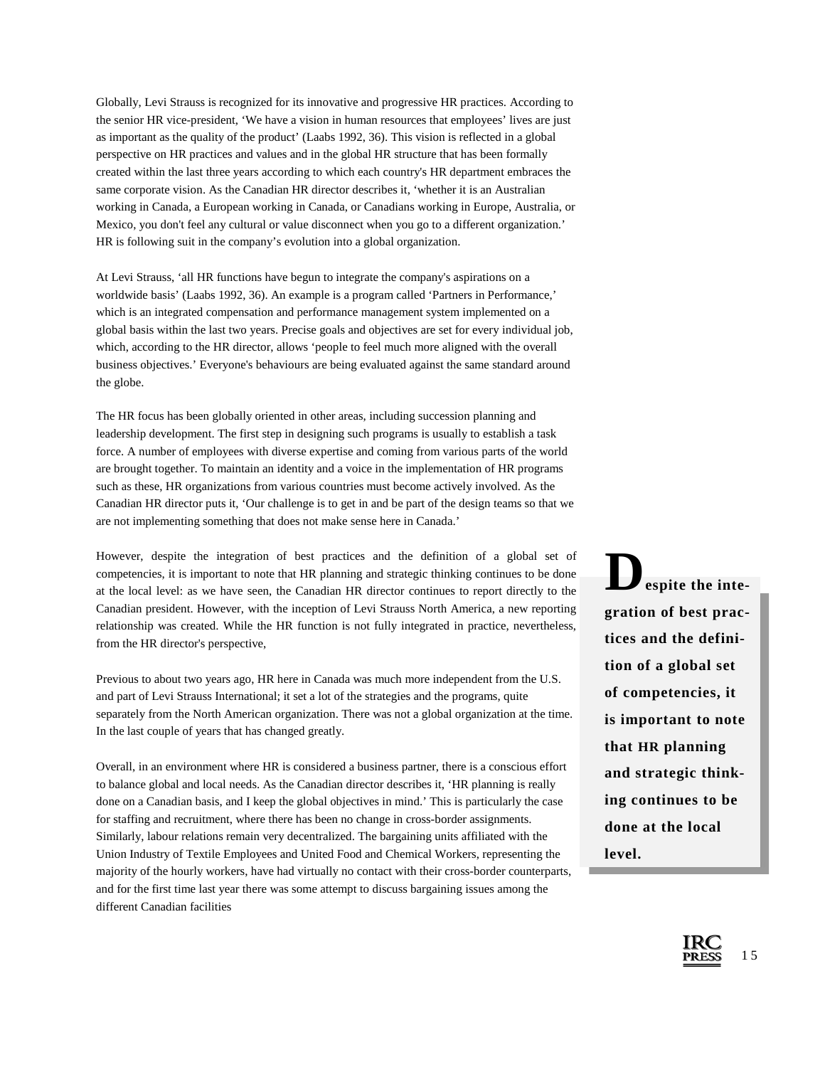Globally, Levi Strauss is recognized for its innovative and progressive HR practices. According to the senior HR vice-president, 'We have a vision in human resources that employees' lives are just as important as the quality of the product' (Laabs 1992, 36). This vision is reflected in a global perspective on HR practices and values and in the global HR structure that has been formally created within the last three years according to which each country's HR department embraces the same corporate vision. As the Canadian HR director describes it, 'whether it is an Australian working in Canada, a European working in Canada, or Canadians working in Europe, Australia, or Mexico, you don't feel any cultural or value disconnect when you go to a different organization.' HR is following suit in the company's evolution into a global organization.

At Levi Strauss, 'all HR functions have begun to integrate the company's aspirations on a worldwide basis' (Laabs 1992, 36). An example is a program called 'Partners in Performance,' which is an integrated compensation and performance management system implemented on a global basis within the last two years. Precise goals and objectives are set for every individual job, which, according to the HR director, allows 'people to feel much more aligned with the overall business objectives.' Everyone's behaviours are being evaluated against the same standard around the globe.

The HR focus has been globally oriented in other areas, including succession planning and leadership development. The first step in designing such programs is usually to establish a task force. A number of employees with diverse expertise and coming from various parts of the world are brought together. To maintain an identity and a voice in the implementation of HR programs such as these, HR organizations from various countries must become actively involved. As the Canadian HR director puts it, 'Our challenge is to get in and be part of the design teams so that we are not implementing something that does not make sense here in Canada.'

However, despite the integration of best practices and the definition of a global set of competencies, it is important to note that HR planning and strategic thinking continues to be done at the local level: as we have seen, the Canadian HR director continues to report directly to the Canadian president. However, with the inception of Levi Strauss North America, a new reporting relationship was created. While the HR function is not fully integrated in practice, nevertheless, from the HR director's perspective,

> Previous to about two years ago, HR here in Canada was much more independent from the U.S. and part of Levi Strauss International; it set a lot of the strategies and the programs, quite separately from the North American organization. There was not a global organization at the time. In the last couple of years that has changed greatly.

Overall, in an environment where HR is considered a business partner, there is a conscious effort to balance global and local needs. As the Canadian director describes it, 'HR planning is really done on a Canadian basis, and I keep the global objectives in mind.' This is particularly the case for staffing and recruitment, where there has been no change in cross-border assignments. Similarly, labour relations remain very decentralized. The bargaining units affiliated with the Union Industry of Textile Employees and United Food and Chemical Workers, representing the majority of the hourly workers, have had virtually no contact with their cross-border counterparts, and for the first time last year there was some attempt to discuss bargaining issues among the different Canadian facilities

> **Despite the integration of best practices and the definition of a global set of competencies, it is important to note that HR planning and strategic thinking continues to be done at the local level.**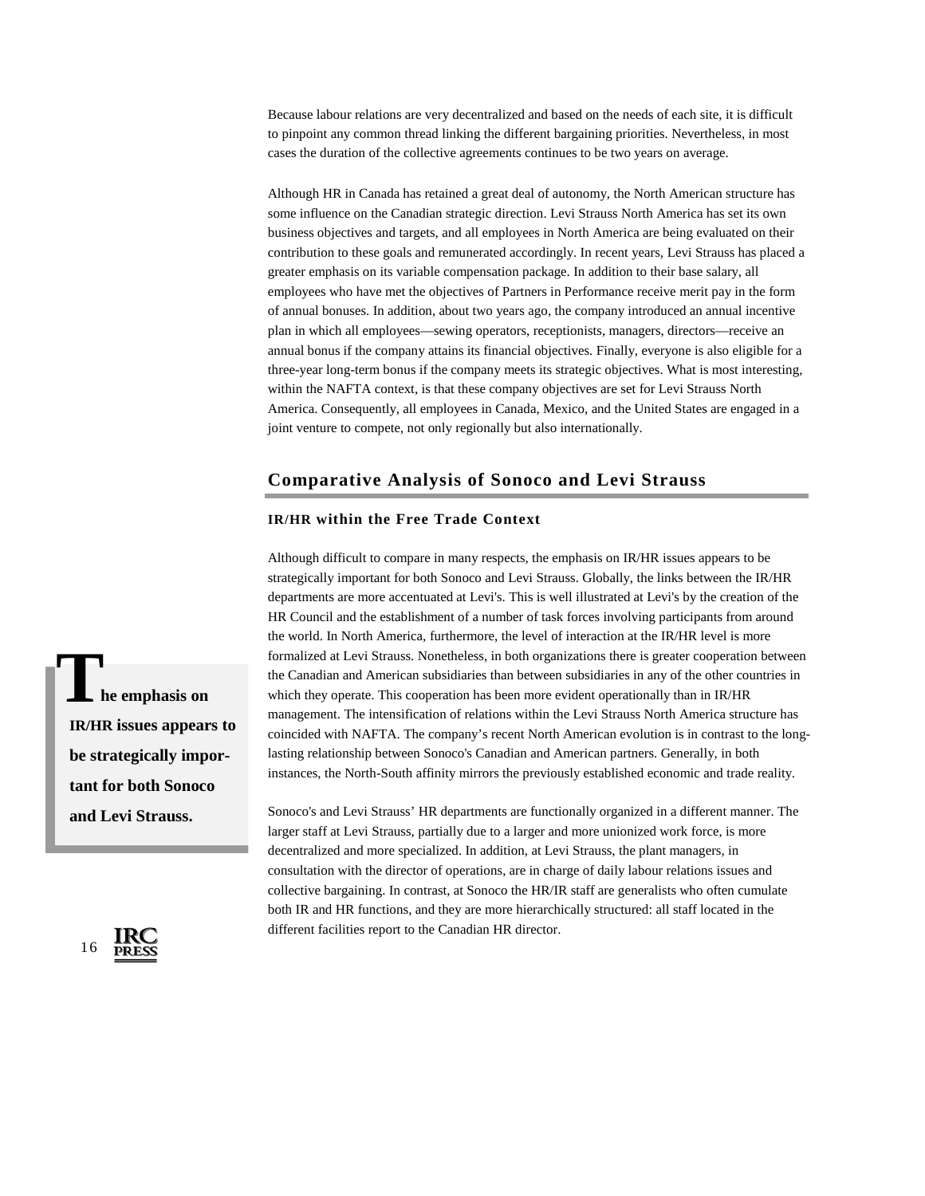Because labour relations are very decentralized and based on the needs of each site, it is difficult to pinpoint any common thread linking the different bargaining priorities. Nevertheless, in most cases the duration of the collective agreements continues to be two years on average.

Although HR in Canada has retained a great deal of autonomy, the North American structure has some influence on the Canadian strategic direction. Levi Strauss North America has set its own business objectives and targets, and all employees in North America are being evaluated on their contribution to these goals and remunerated accordingly. In recent years, Levi Strauss has placed a greater emphasis on its variable compensation package. In addition to their base salary, all employees who have met the objectives of Partners in Performance receive merit pay in the form of annual bonuses. In addition, about two years ago, the company introduced an annual incentive plan in which all employees—sewing operators, receptionists, managers, directors—receive an annual bonus if the company attains its financial objectives. Finally, everyone is also eligible for a three-year long-term bonus if the company meets its strategic objectives. What is most interesting, within the NAFTA context, is that these company objectives are set for Levi Strauss North America. Consequently, all employees in Canada, Mexico, and the United States are engaged in a joint venture to compete, not only regionally but also internationally.

## Comparative Analysis of Sonoco and Levi Strauss

### IR/HR within the Free Trade Context

> **The emphasis on IR/HR issues appears to be strategically important for both Sonoco and Levi Strauss.**

Although difficult to compare in many respects, the emphasis on IR/HR issues appears to be strategically important for both Sonoco and Levi Strauss. Globally, the links between the IR/HR departments are more accentuated at Levi's. This is well illustrated at Levi's by the creation of the HR Council and the establishment of a number of task forces involving participants from around the world. In North America, furthermore, the level of interaction at the IR/HR level is more formalized at Levi Strauss. Nonetheless, in both organizations there is greater cooperation between the Canadian and American subsidiaries than between subsidiaries in any of the other countries in which they operate. This cooperation has been more evident operationally than in IR/HR management. The intensification of relations within the Levi Strauss North America structure has coincided with NAFTA. The company's recent North American evolution is in contrast to the long-lasting relationship between Sonoco's Canadian and American partners. Generally, in both instances, the North-South affinity mirrors the previously established economic and trade reality.

Sonoco's and Levi Strauss' HR departments are functionally organized in a different manner. The larger staff at Levi Strauss, partially due to a larger and more unionized work force, is more decentralized and more specialized. In addition, at Levi Strauss, the plant managers, in consultation with the director of operations, are in charge of daily labour relations issues and collective bargaining. In contrast, at Sonoco the HR/IR staff are generalists who often cumulate both IR and HR functions, and they are more hierarchically structured: all staff located in the different facilities report to the Canadian HR director.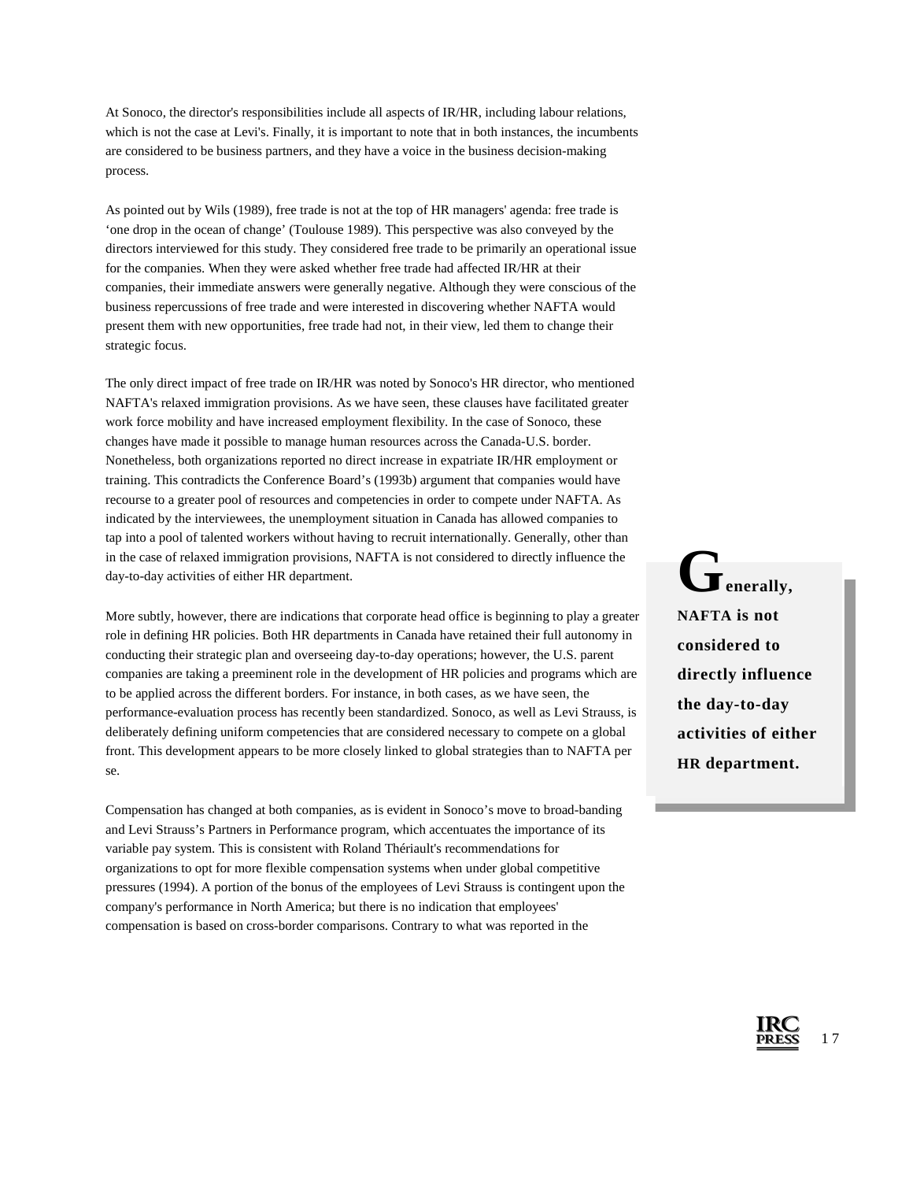At Sonoco, the director's responsibilities include all aspects of IR/HR, including labour relations, which is not the case at Levi's. Finally, it is important to note that in both instances, the incumbents are considered to be business partners, and they have a voice in the business decision-making process.

As pointed out by Wils (1989), free trade is not at the top of HR managers' agenda: free trade is ‘one drop in the ocean of change’ (Toulouse 1989). This perspective was also conveyed by the directors interviewed for this study. They considered free trade to be primarily an operational issue for the companies. When they were asked whether free trade had affected IR/HR at their companies, their immediate answers were generally negative. Although they were conscious of the business repercussions of free trade and were interested in discovering whether NAFTA would present them with new opportunities, free trade had not, in their view, led them to change their strategic focus.

The only direct impact of free trade on IR/HR was noted by Sonoco's HR director, who mentioned NAFTA's relaxed immigration provisions. As we have seen, these clauses have facilitated greater work force mobility and have increased employment flexibility. In the case of Sonoco, these changes have made it possible to manage human resources across the Canada-U.S. border. Nonetheless, both organizations reported no direct increase in expatriate IR/HR employment or training. This contradicts the Conference Board’s (1993b) argument that companies would have recourse to a greater pool of resources and competencies in order to compete under NAFTA. As indicated by the interviewees, the unemployment situation in Canada has allowed companies to tap into a pool of talented workers without having to recruit internationally. Generally, other than in the case of relaxed immigration provisions, NAFTA is not considered to directly influence the day-to-day activities of either HR department.

> **Generally, NAFTA is not considered to directly influence the day-to-day activities of either HR department.**

More subtly, however, there are indications that corporate head office is beginning to play a greater role in defining HR policies. Both HR departments in Canada have retained their full autonomy in conducting their strategic plan and overseeing day-to-day operations; however, the U.S. parent companies are taking a preeminent role in the development of HR policies and programs which are to be applied across the different borders. For instance, in both cases, as we have seen, the performance-evaluation process has recently been standardized. Sonoco, as well as Levi Strauss, is deliberately defining uniform competencies that are considered necessary to compete on a global front. This development appears to be more closely linked to global strategies than to NAFTA per se.

Compensation has changed at both companies, as is evident in Sonoco’s move to broad-banding and Levi Strauss’s Partners in Performance program, which accentuates the importance of its variable pay system. This is consistent with Roland Thériault's recommendations for organizations to opt for more flexible compensation systems when under global competitive pressures (1994). A portion of the bonus of the employees of Levi Strauss is contingent upon the company's performance in North America; but there is no indication that employees' compensation is based on cross-border comparisons. Contrary to what was reported in the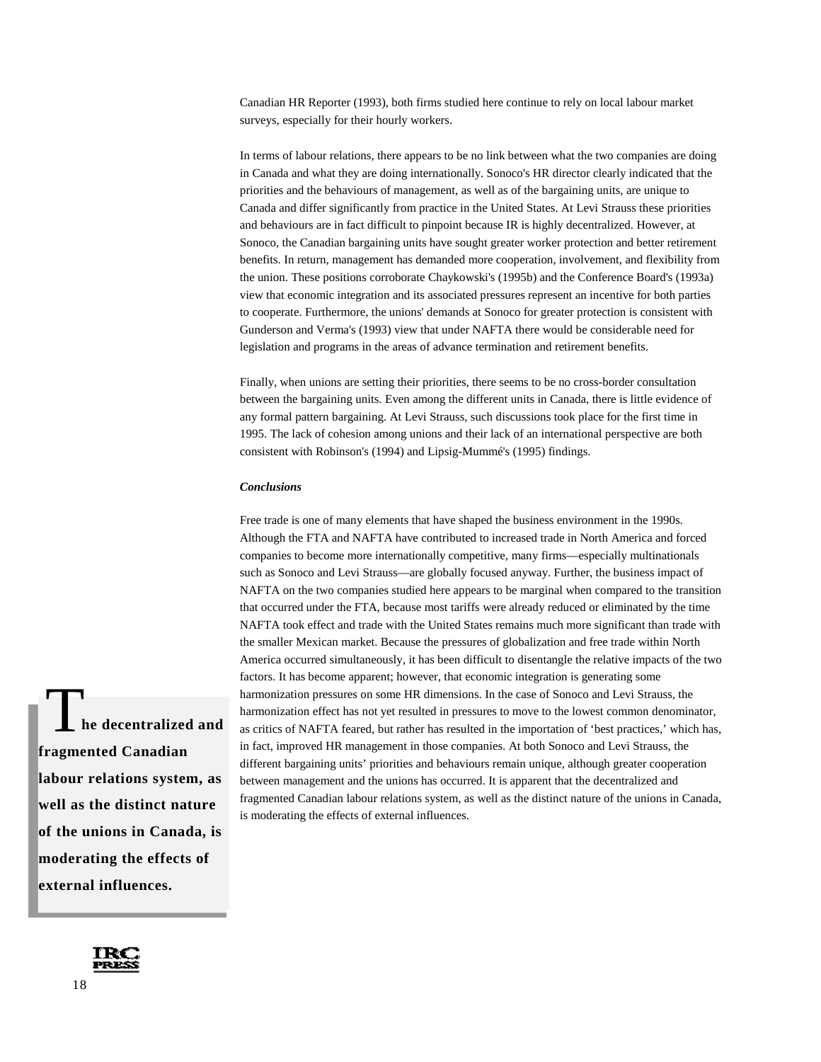Canadian HR Reporter (1993), both firms studied here continue to rely on local labour market surveys, especially for their hourly workers.

In terms of labour relations, there appears to be no link between what the two companies are doing in Canada and what they are doing internationally. Sonoco's HR director clearly indicated that the priorities and the behaviours of management, as well as of the bargaining units, are unique to Canada and differ significantly from practice in the United States. At Levi Strauss these priorities and behaviours are in fact difficult to pinpoint because IR is highly decentralized. However, at Sonoco, the Canadian bargaining units have sought greater worker protection and better retirement benefits. In return, management has demanded more cooperation, involvement, and flexibility from the union. These positions corroborate Chaykowski's (1995b) and the Conference Board's (1993a) view that economic integration and its associated pressures represent an incentive for both parties to cooperate. Furthermore, the unions' demands at Sonoco for greater protection is consistent with Gunderson and Verma's (1993) view that under NAFTA there would be considerable need for legislation and programs in the areas of advance termination and retirement benefits.

Finally, when unions are setting their priorities, there seems to be no cross-border consultation between the bargaining units. Even among the different units in Canada, there is little evidence of any formal pattern bargaining. At Levi Strauss, such discussions took place for the first time in 1995. The lack of cohesion among unions and their lack of an international perspective are both consistent with Robinson's (1994) and Lipsig-Mummé's (1995) findings.

***Conclusions***

Free trade is one of many elements that have shaped the business environment in the 1990s. Although the FTA and NAFTA have contributed to increased trade in North America and forced companies to become more internationally competitive, many firms—especially multinationals such as Sonoco and Levi Strauss—are globally focused anyway. Further, the business impact of NAFTA on the two companies studied here appears to be marginal when compared to the transition that occurred under the FTA, because most tariffs were already reduced or eliminated by the time NAFTA took effect and trade with the United States remains much more significant than trade with the smaller Mexican market. Because the pressures of globalization and free trade within North America occurred simultaneously, it has been difficult to disentangle the relative impacts of the two factors. It has become apparent; however, that economic integration is generating some harmonization pressures on some HR dimensions. In the case of Sonoco and Levi Strauss, the harmonization effect has not yet resulted in pressures to move to the lowest common denominator, as critics of NAFTA feared, but rather has resulted in the importation of 'best practices,' which has, in fact, improved HR management in those companies. At both Sonoco and Levi Strauss, the different bargaining units' priorities and behaviours remain unique, although greater cooperation between management and the unions has occurred. It is apparent that the decentralized and fragmented Canadian labour relations system, as well as the distinct nature of the unions in Canada, is moderating the effects of external influences.

**The decentralized and fragmented Canadian labour relations system, as well as the distinct nature of the unions in Canada, is moderating the effects of external influences.**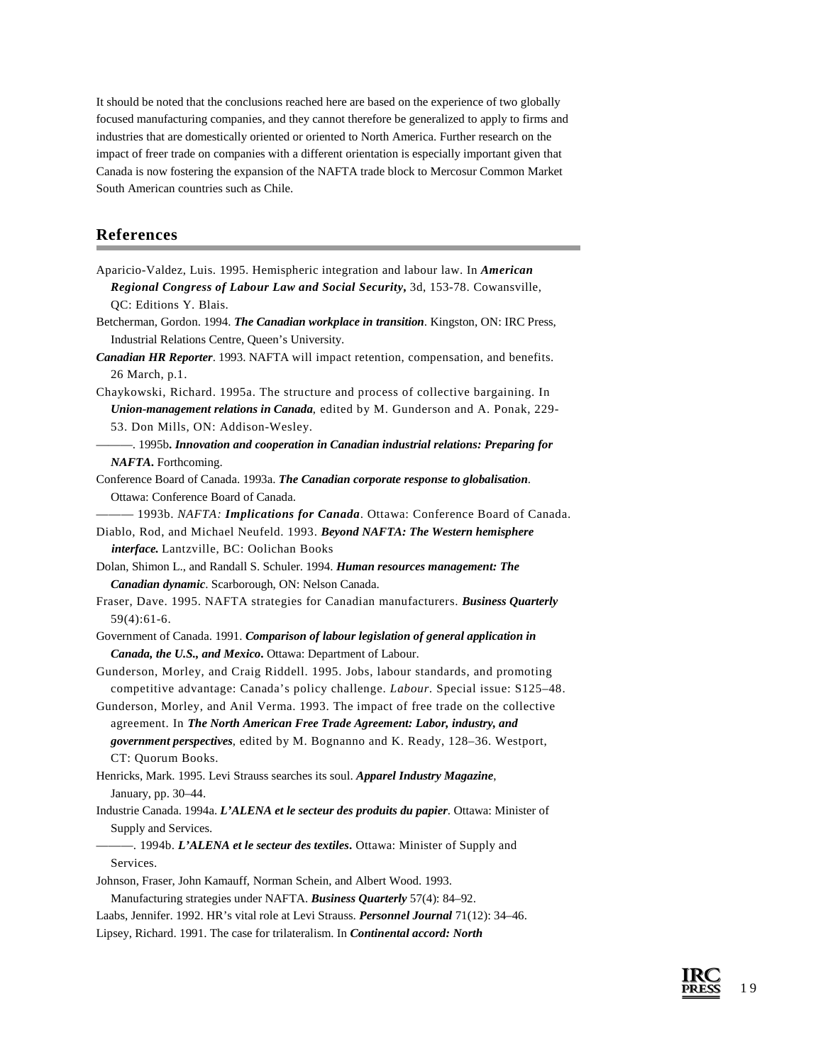It should be noted that the conclusions reached here are based on the experience of two globally focused manufacturing companies, and they cannot therefore be generalized to apply to firms and industries that are domestically oriented or oriented to North America. Further research on the impact of freer trade on companies with a different orientation is especially important given that Canada is now fostering the expansion of the NAFTA trade block to Mercosur Common Market South American countries such as Chile.

## References

Aparicio-Valdez, Luis. 1995. Hemispheric integration and labour law. In ***American Regional Congress of Labour Law and Social Security***, 3d, 153-78. Cowansville, QC: Editions Y. Blais.

Betcherman, Gordon. 1994. ***The Canadian workplace in transition***. Kingston, ON: IRC Press, Industrial Relations Centre, Queen's University.

***Canadian HR Reporter***. 1993. NAFTA will impact retention, compensation, and benefits. 26 March, p.1.

Chaykowski, Richard. 1995a. The structure and process of collective bargaining. In ***Union-management relations in Canada***, edited by M. Gunderson and A. Ponak, 229-53. Don Mills, ON: Addison-Wesley.

———. 1995b. ***Innovation and cooperation in Canadian industrial relations: Preparing for NAFTA.*** Forthcoming.

Conference Board of Canada. 1993a. ***The Canadian corporate response to globalisation***. Ottawa: Conference Board of Canada.

——— 1993b. *NAFTA: **Implications for Canada***. Ottawa: Conference Board of Canada.

Diablo, Rod, and Michael Neufeld. 1993. ***Beyond NAFTA: The Western hemisphere interface.*** Lantzville, BC: Oolichan Books

Dolan, Shimon L., and Randall S. Schuler. 1994. ***Human resources management: The Canadian dynamic***. Scarborough, ON: Nelson Canada.

Fraser, Dave. 1995. NAFTA strategies for Canadian manufacturers. ***Business Quarterly*** 59(4):61-6.

Government of Canada. 1991. ***Comparison of labour legislation of general application in Canada, the U.S., and Mexico.*** Ottawa: Department of Labour.

Gunderson, Morley, and Craig Riddell. 1995. Jobs, labour standards, and promoting competitive advantage: Canada's policy challenge. *Labour*. Special issue: S125–48.

Gunderson, Morley, and Anil Verma. 1993. The impact of free trade on the collective agreement. In ***The North American Free Trade Agreement: Labor, industry, and government perspectives***, edited by M. Bognanno and K. Ready, 128–36. Westport, CT: Quorum Books.

Henricks, Mark. 1995. Levi Strauss searches its soul. ***Apparel Industry Magazine***, January, pp. 30–44.

Industrie Canada. 1994a. ***L'ALENA et le secteur des produits du papier***. Ottawa: Minister of Supply and Services.

———. 1994b. ***L'ALENA et le secteur des textiles.*** Ottawa: Minister of Supply and Services.

Johnson, Fraser, John Kamauff, Norman Schein, and Albert Wood. 1993. Manufacturing strategies under NAFTA. ***Business Quarterly*** 57(4): 84–92.

Laabs, Jennifer. 1992. HR's vital role at Levi Strauss. ***Personnel Journal*** 71(12): 34–46.

Lipsey, Richard. 1991. The case for trilateralism. In ***Continental accord: North***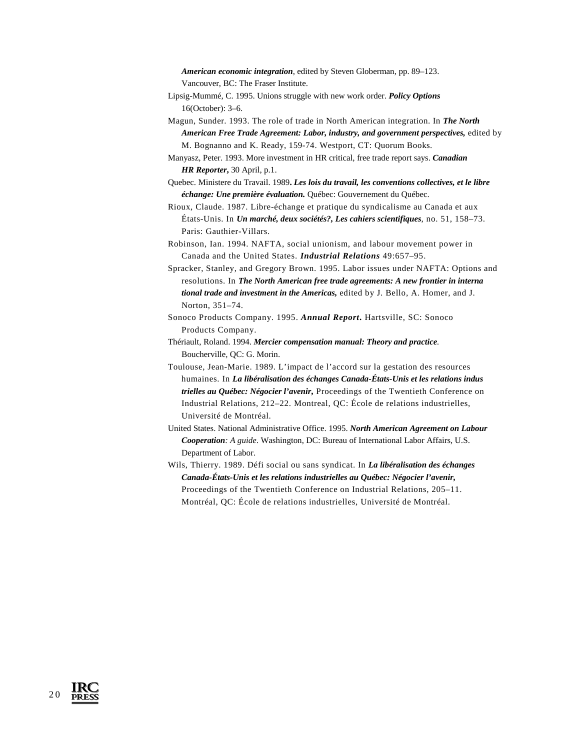***American economic integration***, edited by Steven Globerman, pp. 89–123. Vancouver, BC: The Fraser Institute.

Lipsig-Mummé, C. 1995. Unions struggle with new work order. ***Policy Options*** 16(October): 3–6.

Magun, Sunder. 1993. The role of trade in North American integration. In ***The North American Free Trade Agreement: Labor, industry, and government perspectives,*** edited by M. Bognanno and K. Ready, 159-74. Westport, CT: Quorum Books.

Manyasz, Peter. 1993. More investment in HR critical, free trade report says. ***Canadian HR Reporter***, 30 April, p.1.

Quebec. Ministere du Travail. 1989***. Les lois du travail, les conventions collectives, et le libre échange: Une première évaluation.*** Québec: Gouvernement du Québec.

Rioux, Claude. 1987. Libre-échange et pratique du syndicalisme au Canada et aux États-Unis. In ***Un marché, deux sociétés?, Les cahiers scientifiques***, no. 51, 158–73. Paris: Gauthier-Villars.

Robinson, Ian. 1994. NAFTA, social unionism, and labour movement power in Canada and the United States. ***Industrial Relations*** 49:657–95.

Spracker, Stanley, and Gregory Brown. 1995. Labor issues under NAFTA: Options and resolutions. In ***The North American free trade agreements: A new frontier in interna tional trade and investment in the Americas,*** edited by J. Bello, A. Homer, and J. Norton, 351–74.

Sonoco Products Company. 1995. ***Annual Report***. Hartsville, SC: Sonoco Products Company.

Thériault, Roland. 1994. ***Mercier compensation manual: Theory and practice***. Boucherville, QC: G. Morin.

Toulouse, Jean-Marie. 1989. L'impact de l'accord sur la gestation des resources humaines. In ***La libéralisation des échanges Canada-États-Unis et les relations indus trielles au Québec: Négocier l'avenir,*** Proceedings of the Twentieth Conference on Industrial Relations, 212–22. Montreal, QC: École de relations industrielles, Université de Montréal.

United States. National Administrative Office. 1995. ***North American Agreement on Labour Cooperation****: A guide*. Washington, DC: Bureau of International Labor Affairs, U.S. Department of Labor.

Wils, Thierry. 1989. Défi social ou sans syndicat. In ***La libéralisation des échanges Canada-États-Unis et les relations industrielles au Québec: Négocier l'avenir,*** Proceedings of the Twentieth Conference on Industrial Relations, 205–11. Montréal, QC: École de relations industrielles, Université de Montréal.